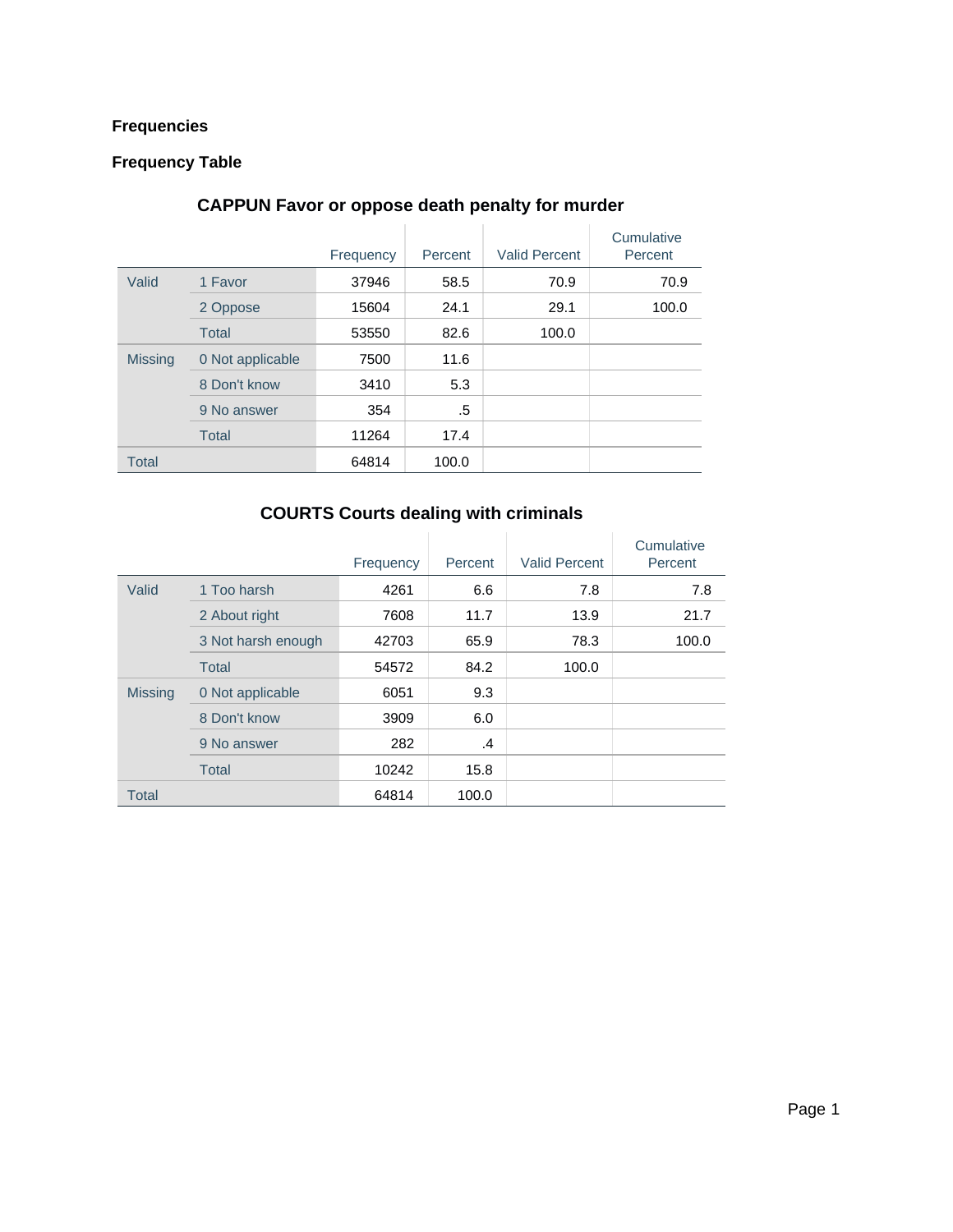# Frequencies

## Frequency Table

### CAPPUN Favor or oppose death penalty for murder

| | | Frequency | Percent | Valid Percent | Cumulative Percent |
|---|---|---|---|---|---|
| Valid | 1 Favor | 37946 | 58.5 | 70.9 | 70.9 |
| | 2 Oppose | 15604 | 24.1 | 29.1 | 100.0 |
| | Total | 53550 | 82.6 | 100.0 | |
| Missing | 0 Not applicable | 7500 | 11.6 | | |
| | 8 Don't know | 3410 | 5.3 | | |
| | 9 No answer | 354 | .5 | | |
| | Total | 11264 | 17.4 | | |
| Total | | 64814 | 100.0 | | |

### COURTS Courts dealing with criminals

| | | Frequency | Percent | Valid Percent | Cumulative Percent |
|---|---|---|---|---|---|
| Valid | 1 Too harsh | 4261 | 6.6 | 7.8 | 7.8 |
| | 2 About right | 7608 | 11.7 | 13.9 | 21.7 |
| | 3 Not harsh enough | 42703 | 65.9 | 78.3 | 100.0 |
| | Total | 54572 | 84.2 | 100.0 | |
| Missing | 0 Not applicable | 6051 | 9.3 | | |
| | 8 Don't know | 3909 | 6.0 | | |
| | 9 No answer | 282 | .4 | | |
| | Total | 10242 | 15.8 | | |
| Total | | 64814 | 100.0 | | |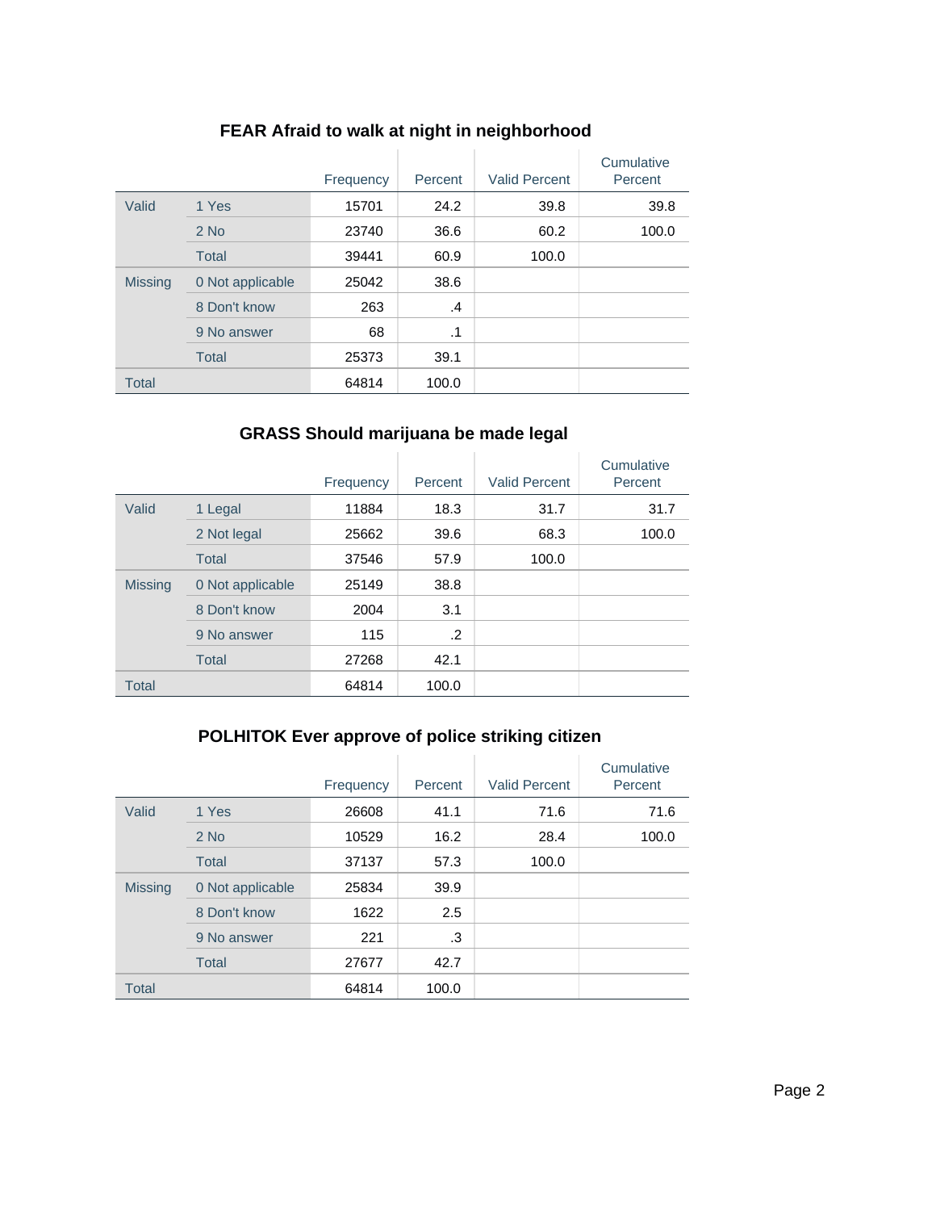### FEAR Afraid to walk at night in neighborhood

| | | Frequency | Percent | Valid Percent | Cumulative Percent |
|---|---|---|---|---|---|
| Valid | 1 Yes | 15701 | 24.2 | 39.8 | 39.8 |
| | 2 No | 23740 | 36.6 | 60.2 | 100.0 |
| | Total | 39441 | 60.9 | 100.0 | |
| Missing | 0 Not applicable | 25042 | 38.6 | | |
| | 8 Don't know | 263 | .4 | | |
| | 9 No answer | 68 | .1 | | |
| | Total | 25373 | 39.1 | | |
| Total | | 64814 | 100.0 | | |

### GRASS Should marijuana be made legal

| | | Frequency | Percent | Valid Percent | Cumulative Percent |
|---|---|---|---|---|---|
| Valid | 1 Legal | 11884 | 18.3 | 31.7 | 31.7 |
| | 2 Not legal | 25662 | 39.6 | 68.3 | 100.0 |
| | Total | 37546 | 57.9 | 100.0 | |
| Missing | 0 Not applicable | 25149 | 38.8 | | |
| | 8 Don't know | 2004 | 3.1 | | |
| | 9 No answer | 115 | .2 | | |
| | Total | 27268 | 42.1 | | |
| Total | | 64814 | 100.0 | | |

### POLHITOK Ever approve of police striking citizen

| | | Frequency | Percent | Valid Percent | Cumulative Percent |
|---|---|---|---|---|---|
| Valid | 1 Yes | 26608 | 41.1 | 71.6 | 71.6 |
| | 2 No | 10529 | 16.2 | 28.4 | 100.0 |
| | Total | 37137 | 57.3 | 100.0 | |
| Missing | 0 Not applicable | 25834 | 39.9 | | |
| | 8 Don't know | 1622 | 2.5 | | |
| | 9 No answer | 221 | .3 | | |
| | Total | 27677 | 42.7 | | |
| Total | | 64814 | 100.0 | | |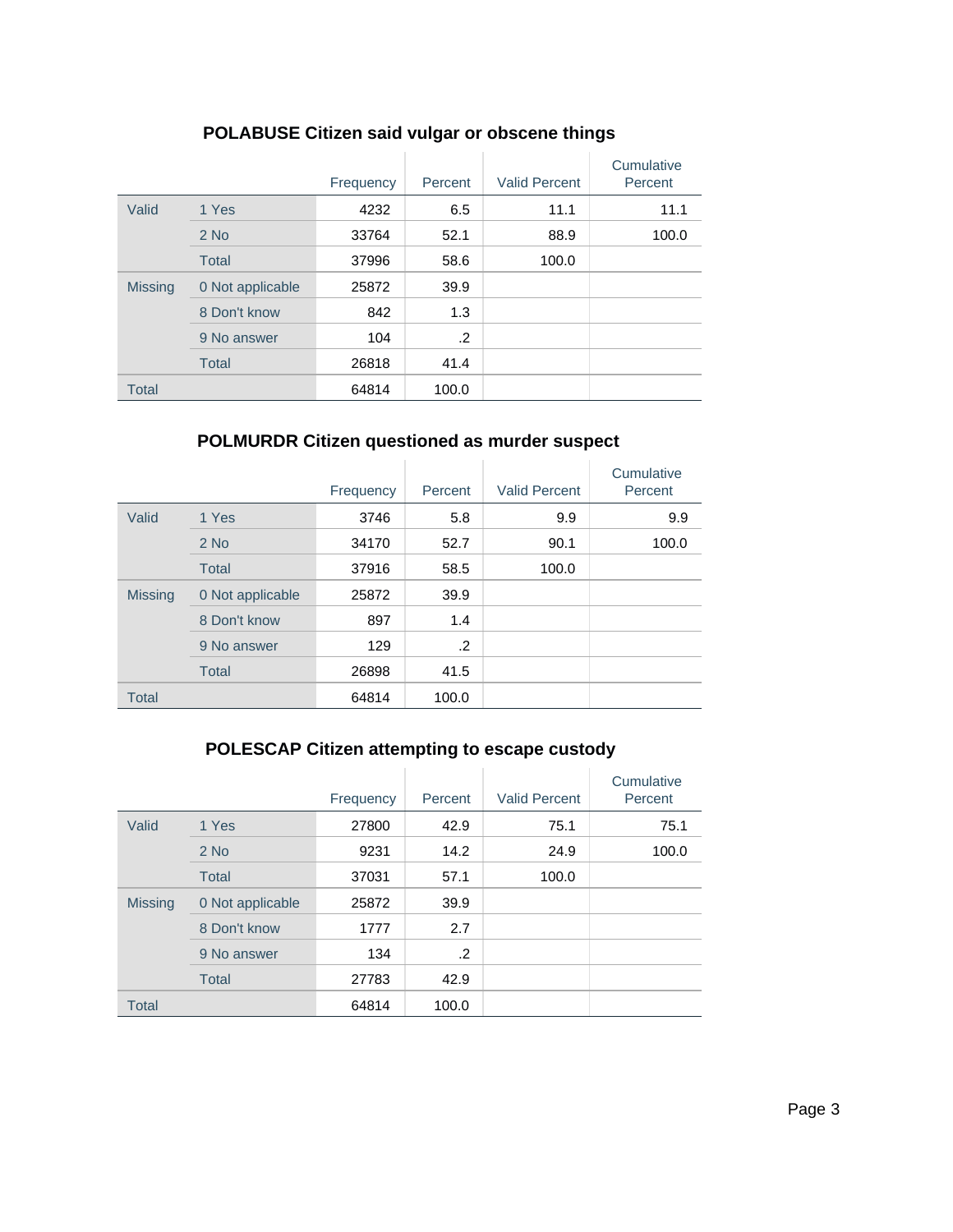## POLABUSE Citizen said vulgar or obscene things

| | | Frequency | Percent | Valid Percent | Cumulative Percent |
|---|---|---|---|---|---|
| Valid | 1 Yes | 4232 | 6.5 | 11.1 | 11.1 |
| | 2 No | 33764 | 52.1 | 88.9 | 100.0 |
| | Total | 37996 | 58.6 | 100.0 | |
| Missing | 0 Not applicable | 25872 | 39.9 | | |
| | 8 Don't know | 842 | 1.3 | | |
| | 9 No answer | 104 | .2 | | |
| | Total | 26818 | 41.4 | | |
| Total | | 64814 | 100.0 | | |

## POLMURDR Citizen questioned as murder suspect

| | | Frequency | Percent | Valid Percent | Cumulative Percent |
|---|---|---|---|---|---|
| Valid | 1 Yes | 3746 | 5.8 | 9.9 | 9.9 |
| | 2 No | 34170 | 52.7 | 90.1 | 100.0 |
| | Total | 37916 | 58.5 | 100.0 | |
| Missing | 0 Not applicable | 25872 | 39.9 | | |
| | 8 Don't know | 897 | 1.4 | | |
| | 9 No answer | 129 | .2 | | |
| | Total | 26898 | 41.5 | | |
| Total | | 64814 | 100.0 | | |

## POLESCAP Citizen attempting to escape custody

| | | Frequency | Percent | Valid Percent | Cumulative Percent |
|---|---|---|---|---|---|
| Valid | 1 Yes | 27800 | 42.9 | 75.1 | 75.1 |
| | 2 No | 9231 | 14.2 | 24.9 | 100.0 |
| | Total | 37031 | 57.1 | 100.0 | |
| Missing | 0 Not applicable | 25872 | 39.9 | | |
| | 8 Don't know | 1777 | 2.7 | | |
| | 9 No answer | 134 | .2 | | |
| | Total | 27783 | 42.9 | | |
| Total | | 64814 | 100.0 | | |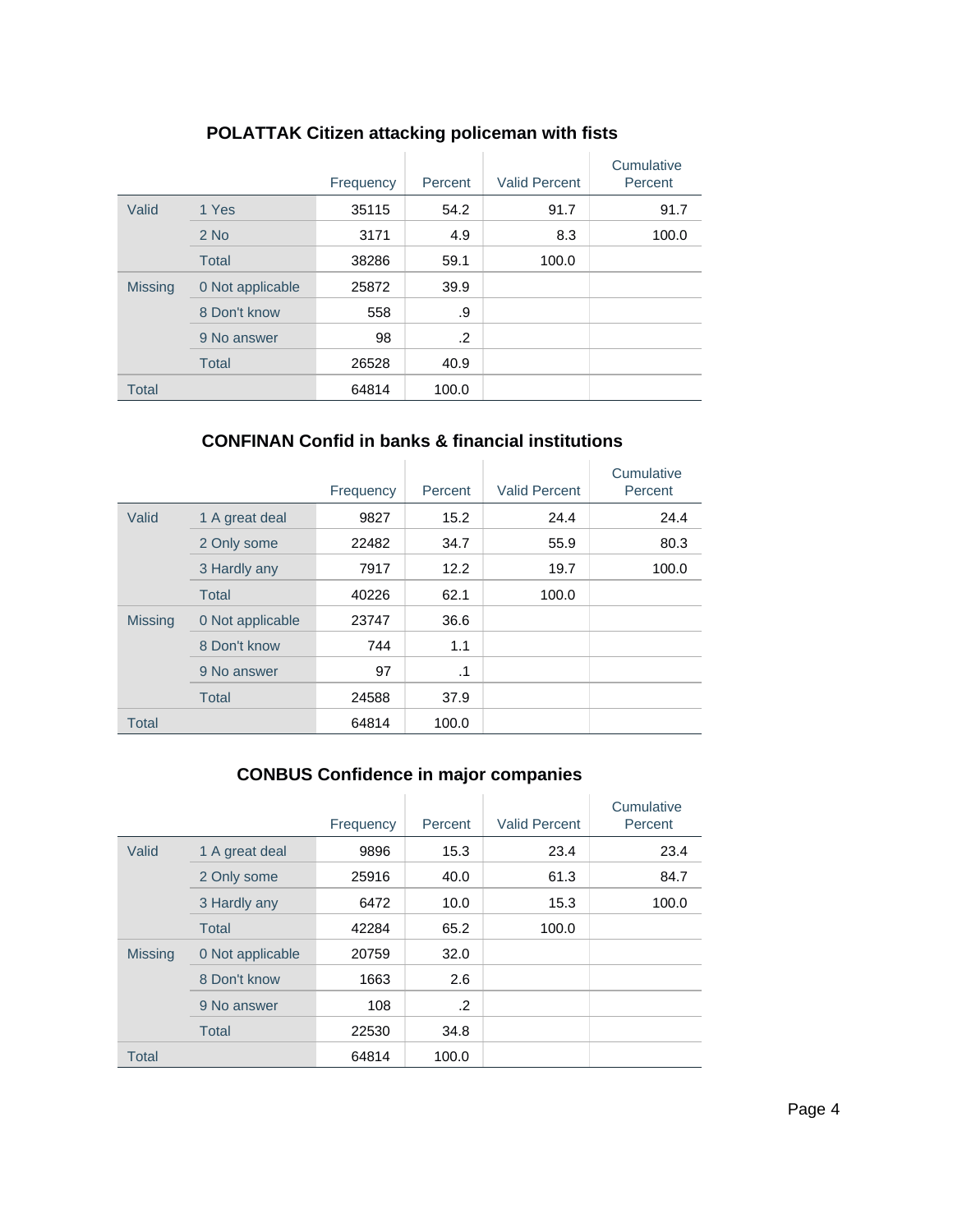### POLATTAK Citizen attacking policeman with fists

| | | Frequency | Percent | Valid Percent | Cumulative Percent |
|---|---|---|---|---|---|
| Valid | 1 Yes | 35115 | 54.2 | 91.7 | 91.7 |
| | 2 No | 3171 | 4.9 | 8.3 | 100.0 |
| | Total | 38286 | 59.1 | 100.0 | |
| Missing | 0 Not applicable | 25872 | 39.9 | | |
| | 8 Don't know | 558 | .9 | | |
| | 9 No answer | 98 | .2 | | |
| | Total | 26528 | 40.9 | | |
| Total | | 64814 | 100.0 | | |

### CONFINAN Confid in banks & financial institutions

| | | Frequency | Percent | Valid Percent | Cumulative Percent |
|---|---|---|---|---|---|
| Valid | 1 A great deal | 9827 | 15.2 | 24.4 | 24.4 |
| | 2 Only some | 22482 | 34.7 | 55.9 | 80.3 |
| | 3 Hardly any | 7917 | 12.2 | 19.7 | 100.0 |
| | Total | 40226 | 62.1 | 100.0 | |
| Missing | 0 Not applicable | 23747 | 36.6 | | |
| | 8 Don't know | 744 | 1.1 | | |
| | 9 No answer | 97 | .1 | | |
| | Total | 24588 | 37.9 | | |
| Total | | 64814 | 100.0 | | |

### CONBUS Confidence in major companies

| | | Frequency | Percent | Valid Percent | Cumulative Percent |
|---|---|---|---|---|---|
| Valid | 1 A great deal | 9896 | 15.3 | 23.4 | 23.4 |
| | 2 Only some | 25916 | 40.0 | 61.3 | 84.7 |
| | 3 Hardly any | 6472 | 10.0 | 15.3 | 100.0 |
| | Total | 42284 | 65.2 | 100.0 | |
| Missing | 0 Not applicable | 20759 | 32.0 | | |
| | 8 Don't know | 1663 | 2.6 | | |
| | 9 No answer | 108 | .2 | | |
| | Total | 22530 | 34.8 | | |
| Total | | 64814 | 100.0 | | |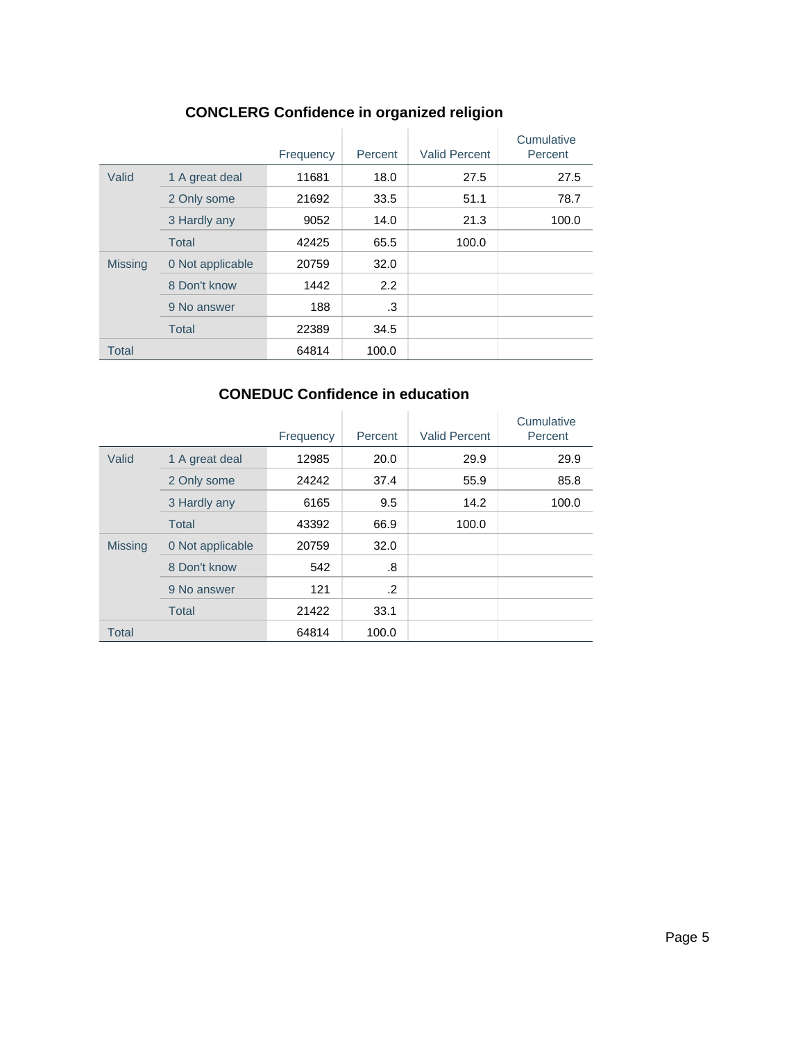## CONCLERG Confidence in organized religion

| | | Frequency | Percent | Valid Percent | Cumulative Percent |
|---|---|---|---|---|---|
| Valid | 1 A great deal | 11681 | 18.0 | 27.5 | 27.5 |
| | 2 Only some | 21692 | 33.5 | 51.1 | 78.7 |
| | 3 Hardly any | 9052 | 14.0 | 21.3 | 100.0 |
| | Total | 42425 | 65.5 | 100.0 | |
| Missing | 0 Not applicable | 20759 | 32.0 | | |
| | 8 Don't know | 1442 | 2.2 | | |
| | 9 No answer | 188 | .3 | | |
| | Total | 22389 | 34.5 | | |
| Total | | 64814 | 100.0 | | |

## CONEDUC Confidence in education

| | | Frequency | Percent | Valid Percent | Cumulative Percent |
|---|---|---|---|---|---|
| Valid | 1 A great deal | 12985 | 20.0 | 29.9 | 29.9 |
| | 2 Only some | 24242 | 37.4 | 55.9 | 85.8 |
| | 3 Hardly any | 6165 | 9.5 | 14.2 | 100.0 |
| | Total | 43392 | 66.9 | 100.0 | |
| Missing | 0 Not applicable | 20759 | 32.0 | | |
| | 8 Don't know | 542 | .8 | | |
| | 9 No answer | 121 | .2 | | |
| | Total | 21422 | 33.1 | | |
| Total | | 64814 | 100.0 | | |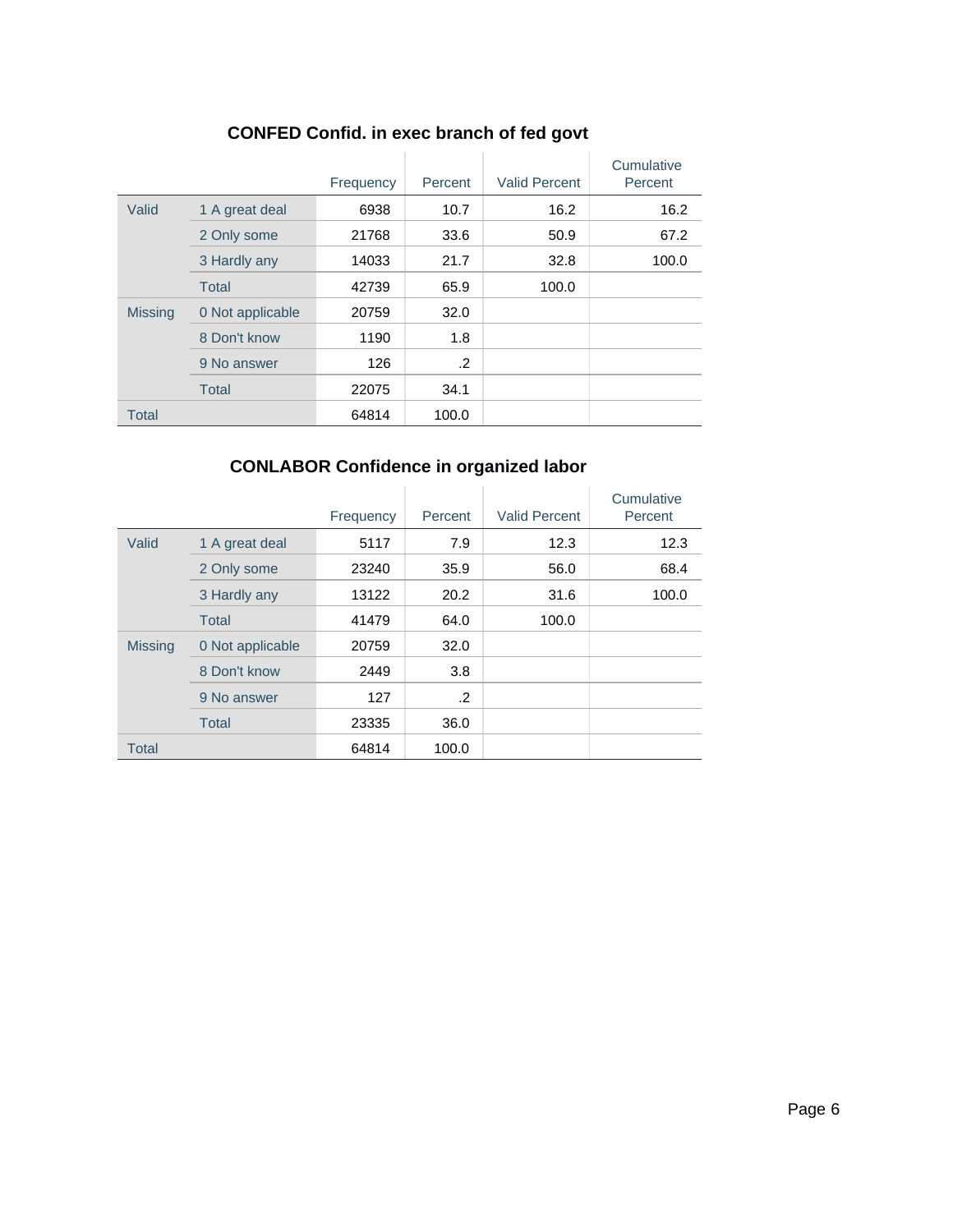### CONFED Confid. in exec branch of fed govt

| | | Frequency | Percent | Valid Percent | Cumulative Percent |
|---|---|---|---|---|---|
| Valid | 1 A great deal | 6938 | 10.7 | 16.2 | 16.2 |
| | 2 Only some | 21768 | 33.6 | 50.9 | 67.2 |
| | 3 Hardly any | 14033 | 21.7 | 32.8 | 100.0 |
| | Total | 42739 | 65.9 | 100.0 | |
| Missing | 0 Not applicable | 20759 | 32.0 | | |
| | 8 Don't know | 1190 | 1.8 | | |
| | 9 No answer | 126 | .2 | | |
| | Total | 22075 | 34.1 | | |
| Total | | 64814 | 100.0 | | |

### CONLABOR Confidence in organized labor

| | | Frequency | Percent | Valid Percent | Cumulative Percent |
|---|---|---|---|---|---|
| Valid | 1 A great deal | 5117 | 7.9 | 12.3 | 12.3 |
| | 2 Only some | 23240 | 35.9 | 56.0 | 68.4 |
| | 3 Hardly any | 13122 | 20.2 | 31.6 | 100.0 |
| | Total | 41479 | 64.0 | 100.0 | |
| Missing | 0 Not applicable | 20759 | 32.0 | | |
| | 8 Don't know | 2449 | 3.8 | | |
| | 9 No answer | 127 | .2 | | |
| | Total | 23335 | 36.0 | | |
| Total | | 64814 | 100.0 | | |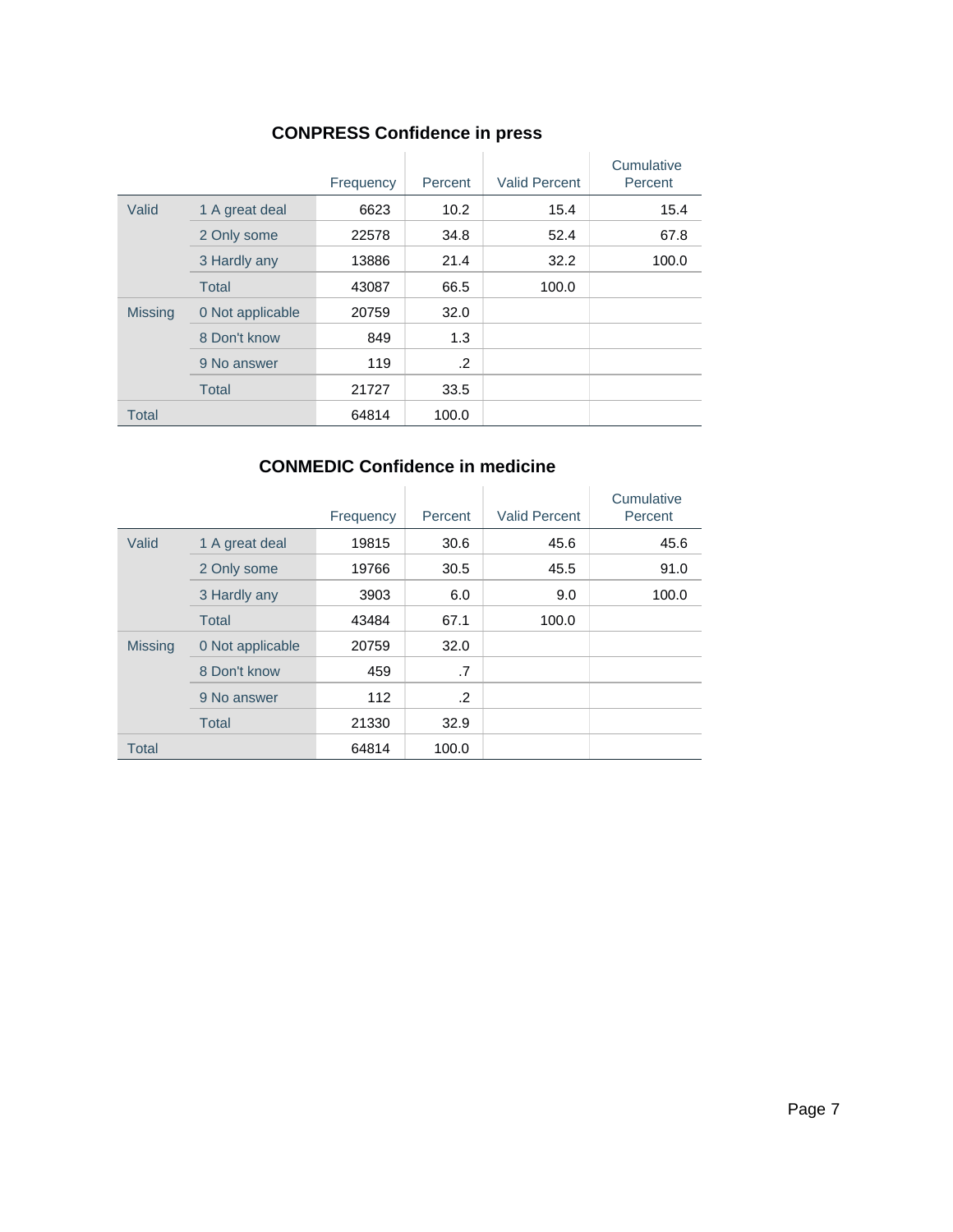### CONPRESS Confidence in press

| | | Frequency | Percent | Valid Percent | Cumulative Percent |
|---|---|---|---|---|---|
| Valid | 1 A great deal | 6623 | 10.2 | 15.4 | 15.4 |
| | 2 Only some | 22578 | 34.8 | 52.4 | 67.8 |
| | 3 Hardly any | 13886 | 21.4 | 32.2 | 100.0 |
| | Total | 43087 | 66.5 | 100.0 | |
| Missing | 0 Not applicable | 20759 | 32.0 | | |
| | 8 Don't know | 849 | 1.3 | | |
| | 9 No answer | 119 | .2 | | |
| | Total | 21727 | 33.5 | | |
| Total | | 64814 | 100.0 | | |

### CONMEDIC Confidence in medicine

| | | Frequency | Percent | Valid Percent | Cumulative Percent |
|---|---|---|---|---|---|
| Valid | 1 A great deal | 19815 | 30.6 | 45.6 | 45.6 |
| | 2 Only some | 19766 | 30.5 | 45.5 | 91.0 |
| | 3 Hardly any | 3903 | 6.0 | 9.0 | 100.0 |
| | Total | 43484 | 67.1 | 100.0 | |
| Missing | 0 Not applicable | 20759 | 32.0 | | |
| | 8 Don't know | 459 | .7 | | |
| | 9 No answer | 112 | .2 | | |
| | Total | 21330 | 32.9 | | |
| Total | | 64814 | 100.0 | | |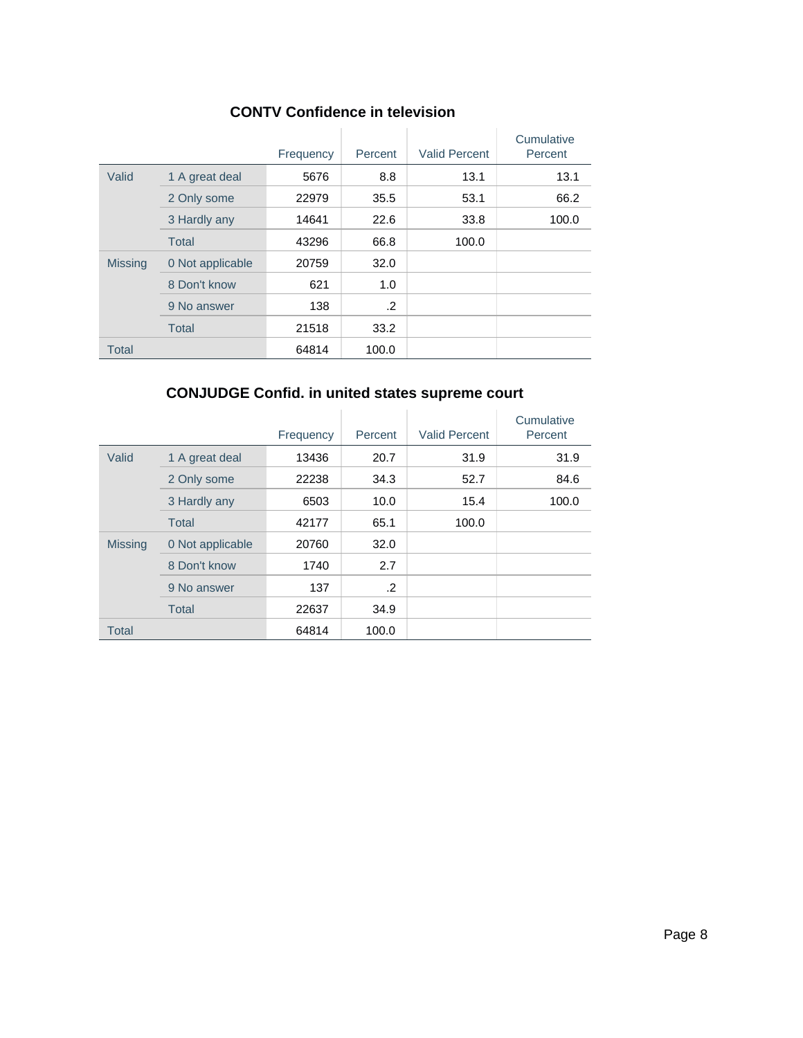### CONTV Confidence in television

| | | Frequency | Percent | Valid Percent | Cumulative Percent |
|---|---|---|---|---|---|
| Valid | 1 A great deal | 5676 | 8.8 | 13.1 | 13.1 |
| | 2 Only some | 22979 | 35.5 | 53.1 | 66.2 |
| | 3 Hardly any | 14641 | 22.6 | 33.8 | 100.0 |
| | Total | 43296 | 66.8 | 100.0 | |
| Missing | 0 Not applicable | 20759 | 32.0 | | |
| | 8 Don't know | 621 | 1.0 | | |
| | 9 No answer | 138 | .2 | | |
| | Total | 21518 | 33.2 | | |
| Total | | 64814 | 100.0 | | |

### CONJUDGE Confid. in united states supreme court

| | | Frequency | Percent | Valid Percent | Cumulative Percent |
|---|---|---|---|---|---|
| Valid | 1 A great deal | 13436 | 20.7 | 31.9 | 31.9 |
| | 2 Only some | 22238 | 34.3 | 52.7 | 84.6 |
| | 3 Hardly any | 6503 | 10.0 | 15.4 | 100.0 |
| | Total | 42177 | 65.1 | 100.0 | |
| Missing | 0 Not applicable | 20760 | 32.0 | | |
| | 8 Don't know | 1740 | 2.7 | | |
| | 9 No answer | 137 | .2 | | |
| | Total | 22637 | 34.9 | | |
| Total | | 64814 | 100.0 | | |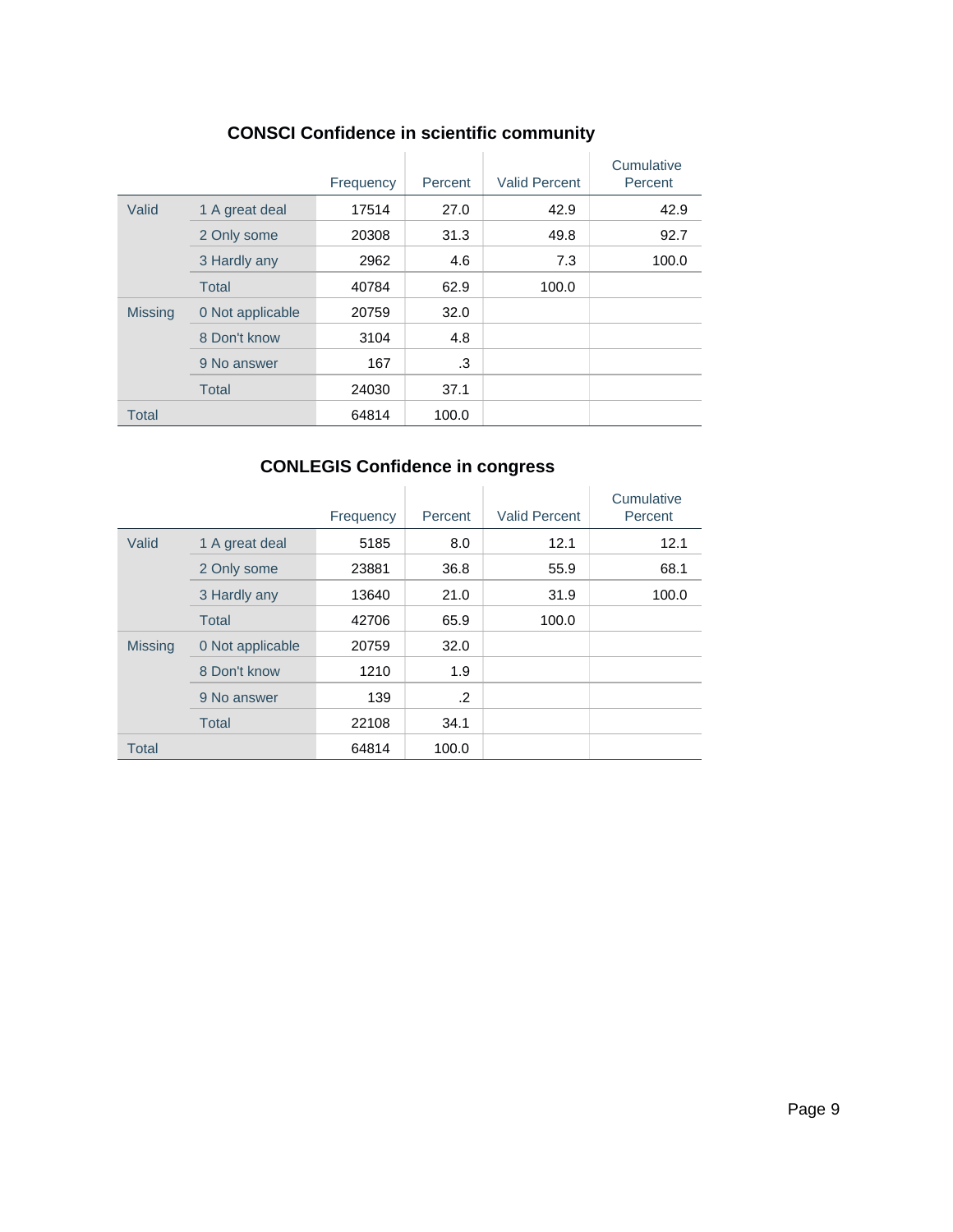## CONSCI Confidence in scientific community

| | | Frequency | Percent | Valid Percent | Cumulative Percent |
|---|---|---|---|---|---|
| Valid | 1 A great deal | 17514 | 27.0 | 42.9 | 42.9 |
| | 2 Only some | 20308 | 31.3 | 49.8 | 92.7 |
| | 3 Hardly any | 2962 | 4.6 | 7.3 | 100.0 |
| | Total | 40784 | 62.9 | 100.0 | |
| Missing | 0 Not applicable | 20759 | 32.0 | | |
| | 8 Don't know | 3104 | 4.8 | | |
| | 9 No answer | 167 | .3 | | |
| | Total | 24030 | 37.1 | | |
| Total | | 64814 | 100.0 | | |

## CONLEGIS Confidence in congress

| | | Frequency | Percent | Valid Percent | Cumulative Percent |
|---|---|---|---|---|---|
| Valid | 1 A great deal | 5185 | 8.0 | 12.1 | 12.1 |
| | 2 Only some | 23881 | 36.8 | 55.9 | 68.1 |
| | 3 Hardly any | 13640 | 21.0 | 31.9 | 100.0 |
| | Total | 42706 | 65.9 | 100.0 | |
| Missing | 0 Not applicable | 20759 | 32.0 | | |
| | 8 Don't know | 1210 | 1.9 | | |
| | 9 No answer | 139 | .2 | | |
| | Total | 22108 | 34.1 | | |
| Total | | 64814 | 100.0 | | |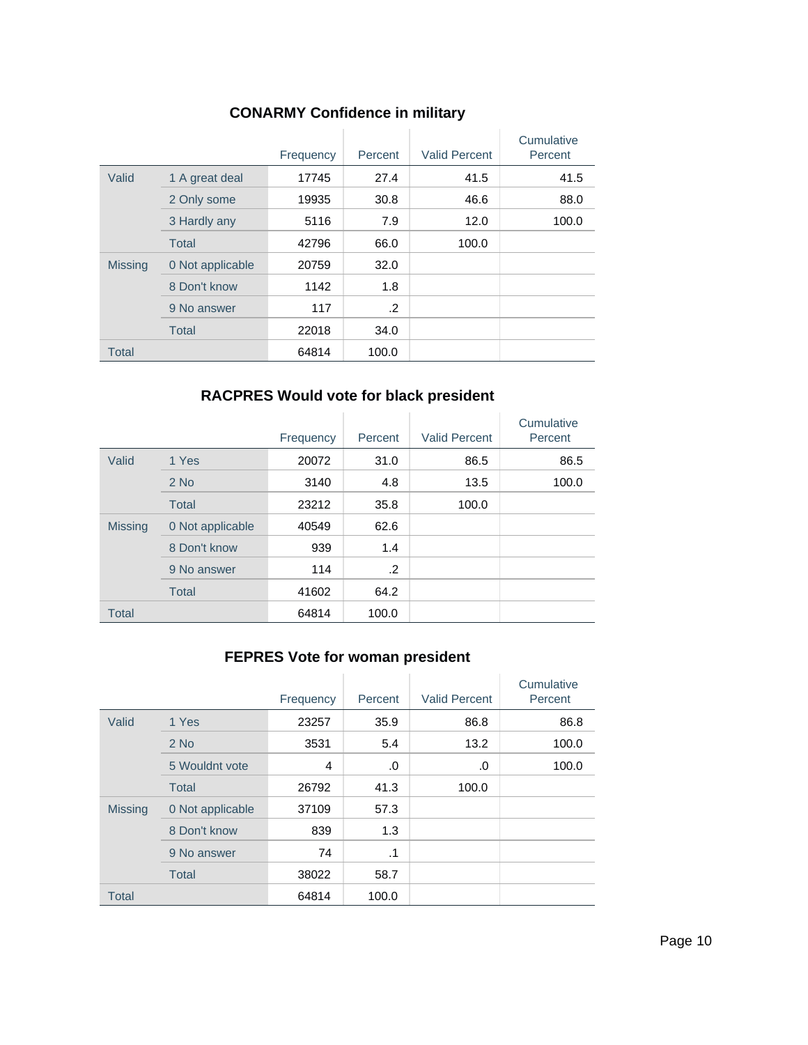### CONARMY Confidence in military

| | | Frequency | Percent | Valid Percent | Cumulative Percent |
|---|---|---|---|---|---|
| Valid | 1 A great deal | 17745 | 27.4 | 41.5 | 41.5 |
| | 2 Only some | 19935 | 30.8 | 46.6 | 88.0 |
| | 3 Hardly any | 5116 | 7.9 | 12.0 | 100.0 |
| | Total | 42796 | 66.0 | 100.0 | |
| Missing | 0 Not applicable | 20759 | 32.0 | | |
| | 8 Don't know | 1142 | 1.8 | | |
| | 9 No answer | 117 | .2 | | |
| | Total | 22018 | 34.0 | | |
| Total | | 64814 | 100.0 | | |

### RACPRES Would vote for black president

| | | Frequency | Percent | Valid Percent | Cumulative Percent |
|---|---|---|---|---|---|
| Valid | 1 Yes | 20072 | 31.0 | 86.5 | 86.5 |
| | 2 No | 3140 | 4.8 | 13.5 | 100.0 |
| | Total | 23212 | 35.8 | 100.0 | |
| Missing | 0 Not applicable | 40549 | 62.6 | | |
| | 8 Don't know | 939 | 1.4 | | |
| | 9 No answer | 114 | .2 | | |
| | Total | 41602 | 64.2 | | |
| Total | | 64814 | 100.0 | | |

### FEPRES Vote for woman president

| | | Frequency | Percent | Valid Percent | Cumulative Percent |
|---|---|---|---|---|---|
| Valid | 1 Yes | 23257 | 35.9 | 86.8 | 86.8 |
| | 2 No | 3531 | 5.4 | 13.2 | 100.0 |
| | 5 Wouldnt vote | 4 | .0 | .0 | 100.0 |
| | Total | 26792 | 41.3 | 100.0 | |
| Missing | 0 Not applicable | 37109 | 57.3 | | |
| | 8 Don't know | 839 | 1.3 | | |
| | 9 No answer | 74 | .1 | | |
| | Total | 38022 | 58.7 | | |
| Total | | 64814 | 100.0 | | |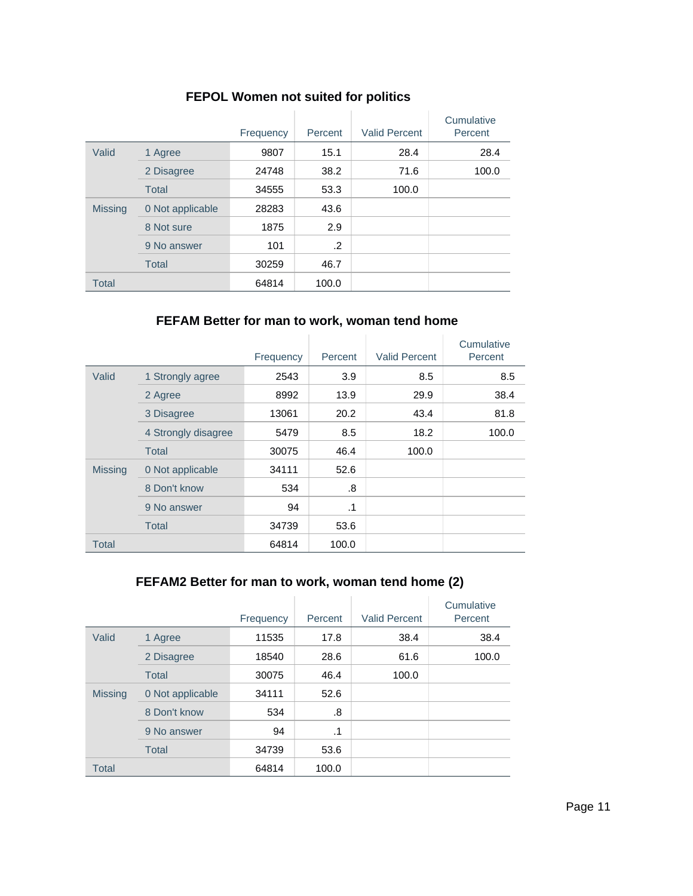### FEPOL Women not suited for politics

| | | Frequency | Percent | Valid Percent | Cumulative Percent |
|---|---|---|---|---|---|
| Valid | 1 Agree | 9807 | 15.1 | 28.4 | 28.4 |
| | 2 Disagree | 24748 | 38.2 | 71.6 | 100.0 |
| | Total | 34555 | 53.3 | 100.0 | |
| Missing | 0 Not applicable | 28283 | 43.6 | | |
| | 8 Not sure | 1875 | 2.9 | | |
| | 9 No answer | 101 | .2 | | |
| | Total | 30259 | 46.7 | | |
| Total | | 64814 | 100.0 | | |

### FEFAM Better for man to work, woman tend home

| | | Frequency | Percent | Valid Percent | Cumulative Percent |
|---|---|---|---|---|---|
| Valid | 1 Strongly agree | 2543 | 3.9 | 8.5 | 8.5 |
| | 2 Agree | 8992 | 13.9 | 29.9 | 38.4 |
| | 3 Disagree | 13061 | 20.2 | 43.4 | 81.8 |
| | 4 Strongly disagree | 5479 | 8.5 | 18.2 | 100.0 |
| | Total | 30075 | 46.4 | 100.0 | |
| Missing | 0 Not applicable | 34111 | 52.6 | | |
| | 8 Don't know | 534 | .8 | | |
| | 9 No answer | 94 | .1 | | |
| | Total | 34739 | 53.6 | | |
| Total | | 64814 | 100.0 | | |

### FEFAM2 Better for man to work, woman tend home (2)

| | | Frequency | Percent | Valid Percent | Cumulative Percent |
|---|---|---|---|---|---|
| Valid | 1 Agree | 11535 | 17.8 | 38.4 | 38.4 |
| | 2 Disagree | 18540 | 28.6 | 61.6 | 100.0 |
| | Total | 30075 | 46.4 | 100.0 | |
| Missing | 0 Not applicable | 34111 | 52.6 | | |
| | 8 Don't know | 534 | .8 | | |
| | 9 No answer | 94 | .1 | | |
| | Total | 34739 | 53.6 | | |
| Total | | 64814 | 100.0 | | |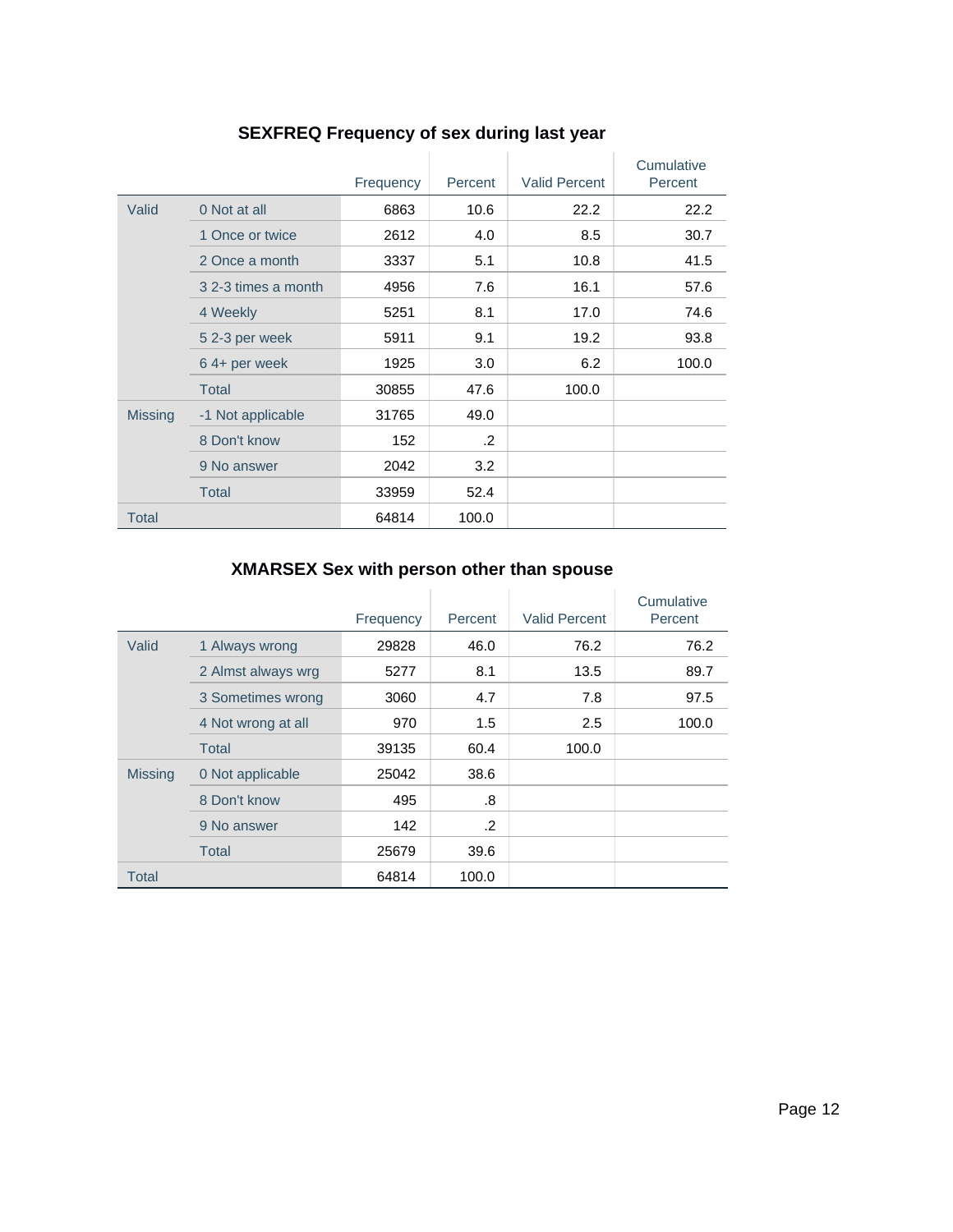## SEXFREQ Frequency of sex during last year

| | | Frequency | Percent | Valid Percent | Cumulative Percent |
|---|---|---|---|---|---|
| Valid | 0 Not at all | 6863 | 10.6 | 22.2 | 22.2 |
| | 1 Once or twice | 2612 | 4.0 | 8.5 | 30.7 |
| | 2 Once a month | 3337 | 5.1 | 10.8 | 41.5 |
| | 3 2-3 times a month | 4956 | 7.6 | 16.1 | 57.6 |
| | 4 Weekly | 5251 | 8.1 | 17.0 | 74.6 |
| | 5 2-3 per week | 5911 | 9.1 | 19.2 | 93.8 |
| | 6 4+ per week | 1925 | 3.0 | 6.2 | 100.0 |
| | Total | 30855 | 47.6 | 100.0 | |
| Missing | -1 Not applicable | 31765 | 49.0 | | |
| | 8 Don't know | 152 | .2 | | |
| | 9 No answer | 2042 | 3.2 | | |
| | Total | 33959 | 52.4 | | |
| Total | | 64814 | 100.0 | | |

## XMARSEX Sex with person other than spouse

| | | Frequency | Percent | Valid Percent | Cumulative Percent |
|---|---|---|---|---|---|
| Valid | 1 Always wrong | 29828 | 46.0 | 76.2 | 76.2 |
| | 2 Almst always wrg | 5277 | 8.1 | 13.5 | 89.7 |
| | 3 Sometimes wrong | 3060 | 4.7 | 7.8 | 97.5 |
| | 4 Not wrong at all | 970 | 1.5 | 2.5 | 100.0 |
| | Total | 39135 | 60.4 | 100.0 | |
| Missing | 0 Not applicable | 25042 | 38.6 | | |
| | 8 Don't know | 495 | .8 | | |
| | 9 No answer | 142 | .2 | | |
| | Total | 25679 | 39.6 | | |
| Total | | 64814 | 100.0 | | |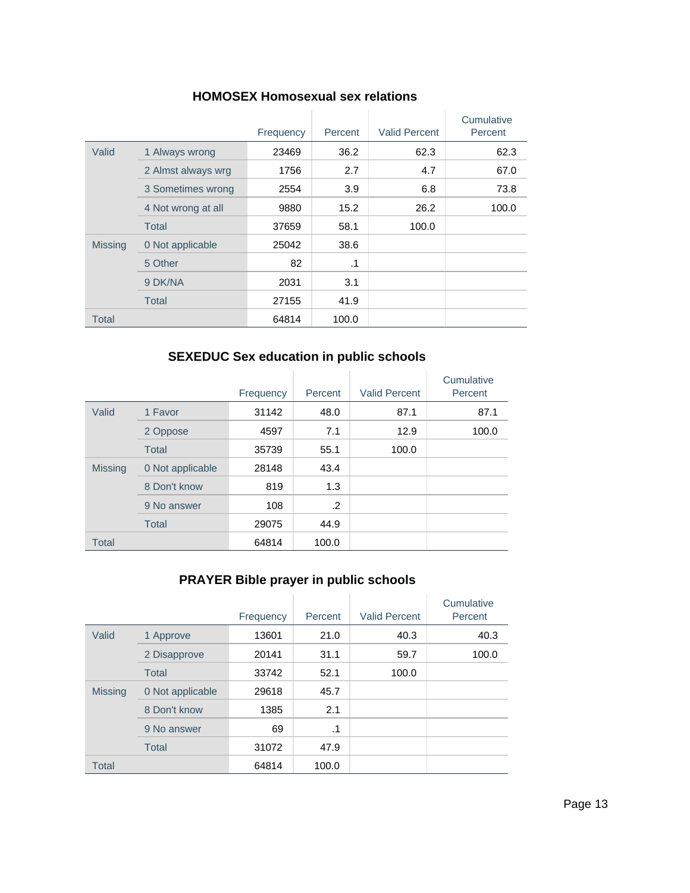### HOMOSEX Homosexual sex relations

| | | Frequency | Percent | Valid Percent | Cumulative Percent |
|---|---|---|---|---|---|
| Valid | 1 Always wrong | 23469 | 36.2 | 62.3 | 62.3 |
| | 2 Almst always wrg | 1756 | 2.7 | 4.7 | 67.0 |
| | 3 Sometimes wrong | 2554 | 3.9 | 6.8 | 73.8 |
| | 4 Not wrong at all | 9880 | 15.2 | 26.2 | 100.0 |
| | Total | 37659 | 58.1 | 100.0 | |
| Missing | 0 Not applicable | 25042 | 38.6 | | |
| | 5 Other | 82 | .1 | | |
| | 9 DK/NA | 2031 | 3.1 | | |
| | Total | 27155 | 41.9 | | |
| Total | | 64814 | 100.0 | | |

### SEXEDUC Sex education in public schools

| | | Frequency | Percent | Valid Percent | Cumulative Percent |
|---|---|---|---|---|---|
| Valid | 1 Favor | 31142 | 48.0 | 87.1 | 87.1 |
| | 2 Oppose | 4597 | 7.1 | 12.9 | 100.0 |
| | Total | 35739 | 55.1 | 100.0 | |
| Missing | 0 Not applicable | 28148 | 43.4 | | |
| | 8 Don't know | 819 | 1.3 | | |
| | 9 No answer | 108 | .2 | | |
| | Total | 29075 | 44.9 | | |
| Total | | 64814 | 100.0 | | |

### PRAYER Bible prayer in public schools

| | | Frequency | Percent | Valid Percent | Cumulative Percent |
|---|---|---|---|---|---|
| Valid | 1 Approve | 13601 | 21.0 | 40.3 | 40.3 |
| | 2 Disapprove | 20141 | 31.1 | 59.7 | 100.0 |
| | Total | 33742 | 52.1 | 100.0 | |
| Missing | 0 Not applicable | 29618 | 45.7 | | |
| | 8 Don't know | 1385 | 2.1 | | |
| | 9 No answer | 69 | .1 | | |
| | Total | 31072 | 47.9 | | |
| Total | | 64814 | 100.0 | | |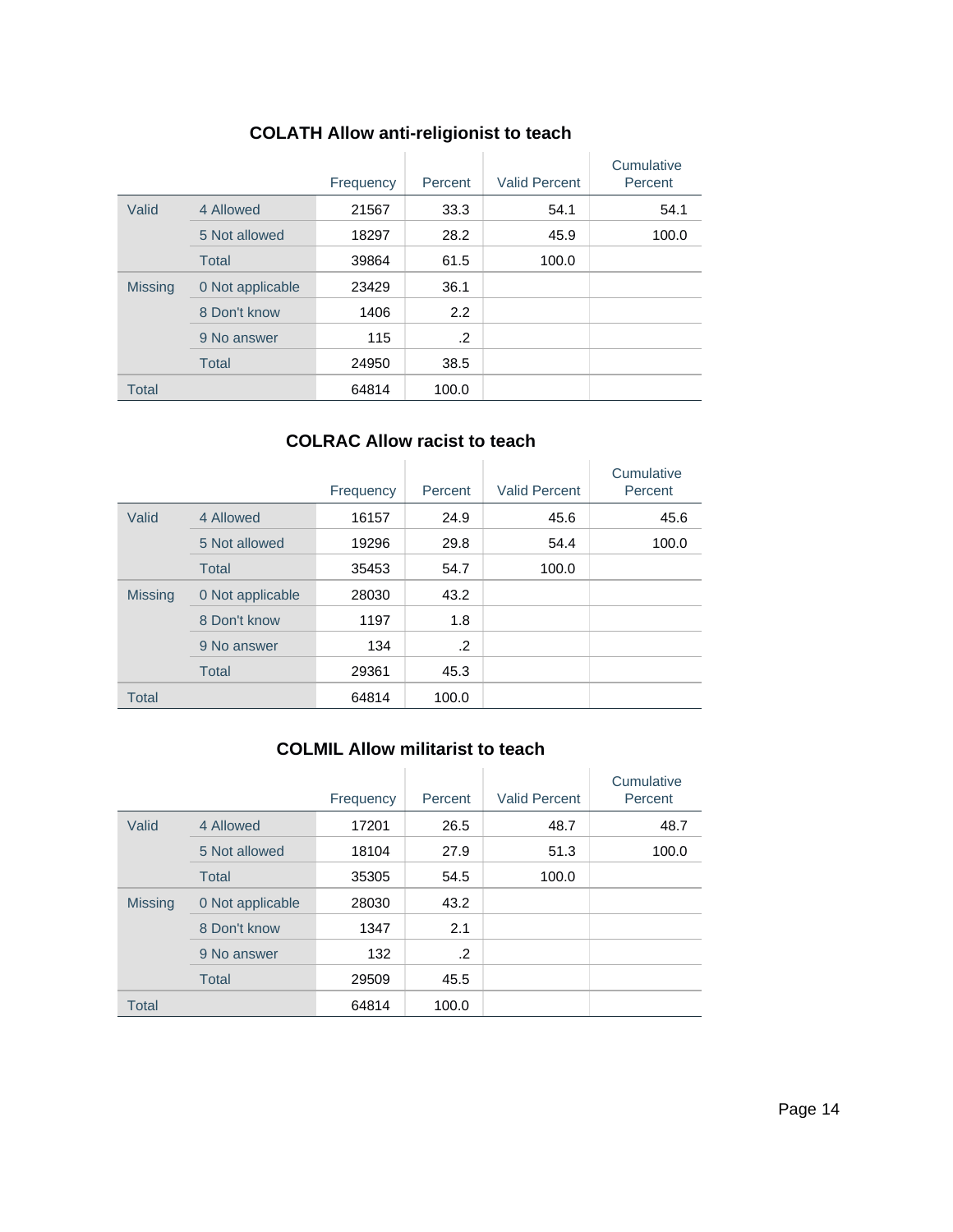## COLATH Allow anti-religionist to teach

| | | Frequency | Percent | Valid Percent | Cumulative Percent |
|---|---|---|---|---|---|
| Valid | 4 Allowed | 21567 | 33.3 | 54.1 | 54.1 |
| | 5 Not allowed | 18297 | 28.2 | 45.9 | 100.0 |
| | Total | 39864 | 61.5 | 100.0 | |
| Missing | 0 Not applicable | 23429 | 36.1 | | |
| | 8 Don't know | 1406 | 2.2 | | |
| | 9 No answer | 115 | .2 | | |
| | Total | 24950 | 38.5 | | |
| Total | | 64814 | 100.0 | | |

## COLRAC Allow racist to teach

| | | Frequency | Percent | Valid Percent | Cumulative Percent |
|---|---|---|---|---|---|
| Valid | 4 Allowed | 16157 | 24.9 | 45.6 | 45.6 |
| | 5 Not allowed | 19296 | 29.8 | 54.4 | 100.0 |
| | Total | 35453 | 54.7 | 100.0 | |
| Missing | 0 Not applicable | 28030 | 43.2 | | |
| | 8 Don't know | 1197 | 1.8 | | |
| | 9 No answer | 134 | .2 | | |
| | Total | 29361 | 45.3 | | |
| Total | | 64814 | 100.0 | | |

## COLMIL Allow militarist to teach

| | | Frequency | Percent | Valid Percent | Cumulative Percent |
|---|---|---|---|---|---|
| Valid | 4 Allowed | 17201 | 26.5 | 48.7 | 48.7 |
| | 5 Not allowed | 18104 | 27.9 | 51.3 | 100.0 |
| | Total | 35305 | 54.5 | 100.0 | |
| Missing | 0 Not applicable | 28030 | 43.2 | | |
| | 8 Don't know | 1347 | 2.1 | | |
| | 9 No answer | 132 | .2 | | |
| | Total | 29509 | 45.5 | | |
| Total | | 64814 | 100.0 | | |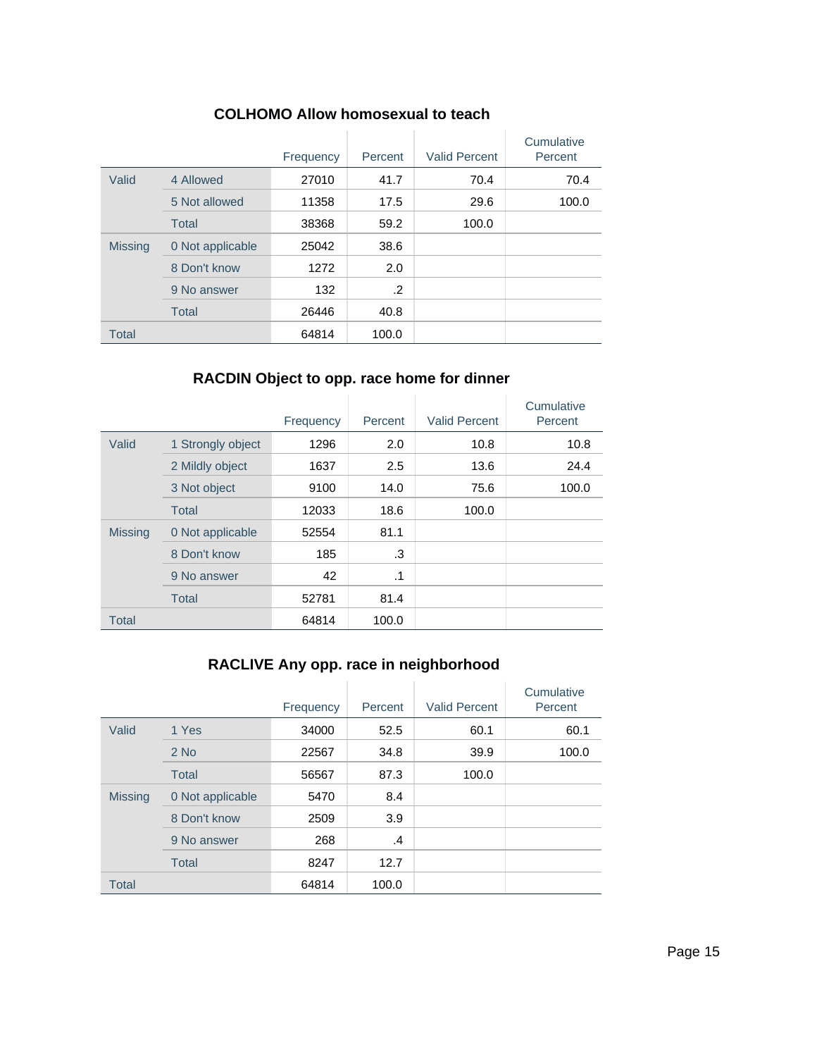### COLHOMO Allow homosexual to teach

| | | Frequency | Percent | Valid Percent | Cumulative Percent |
|---|---|---|---|---|---|
| Valid | 4 Allowed | 27010 | 41.7 | 70.4 | 70.4 |
| | 5 Not allowed | 11358 | 17.5 | 29.6 | 100.0 |
| | Total | 38368 | 59.2 | 100.0 | |
| Missing | 0 Not applicable | 25042 | 38.6 | | |
| | 8 Don't know | 1272 | 2.0 | | |
| | 9 No answer | 132 | .2 | | |
| | Total | 26446 | 40.8 | | |
| Total | | 64814 | 100.0 | | |

### RACDIN Object to opp. race home for dinner

| | | Frequency | Percent | Valid Percent | Cumulative Percent |
|---|---|---|---|---|---|
| Valid | 1 Strongly object | 1296 | 2.0 | 10.8 | 10.8 |
| | 2 Mildly object | 1637 | 2.5 | 13.6 | 24.4 |
| | 3 Not object | 9100 | 14.0 | 75.6 | 100.0 |
| | Total | 12033 | 18.6 | 100.0 | |
| Missing | 0 Not applicable | 52554 | 81.1 | | |
| | 8 Don't know | 185 | .3 | | |
| | 9 No answer | 42 | .1 | | |
| | Total | 52781 | 81.4 | | |
| Total | | 64814 | 100.0 | | |

### RACLIVE Any opp. race in neighborhood

| | | Frequency | Percent | Valid Percent | Cumulative Percent |
|---|---|---|---|---|---|
| Valid | 1 Yes | 34000 | 52.5 | 60.1 | 60.1 |
| | 2 No | 22567 | 34.8 | 39.9 | 100.0 |
| | Total | 56567 | 87.3 | 100.0 | |
| Missing | 0 Not applicable | 5470 | 8.4 | | |
| | 8 Don't know | 2509 | 3.9 | | |
| | 9 No answer | 268 | .4 | | |
| | Total | 8247 | 12.7 | | |
| Total | | 64814 | 100.0 | | |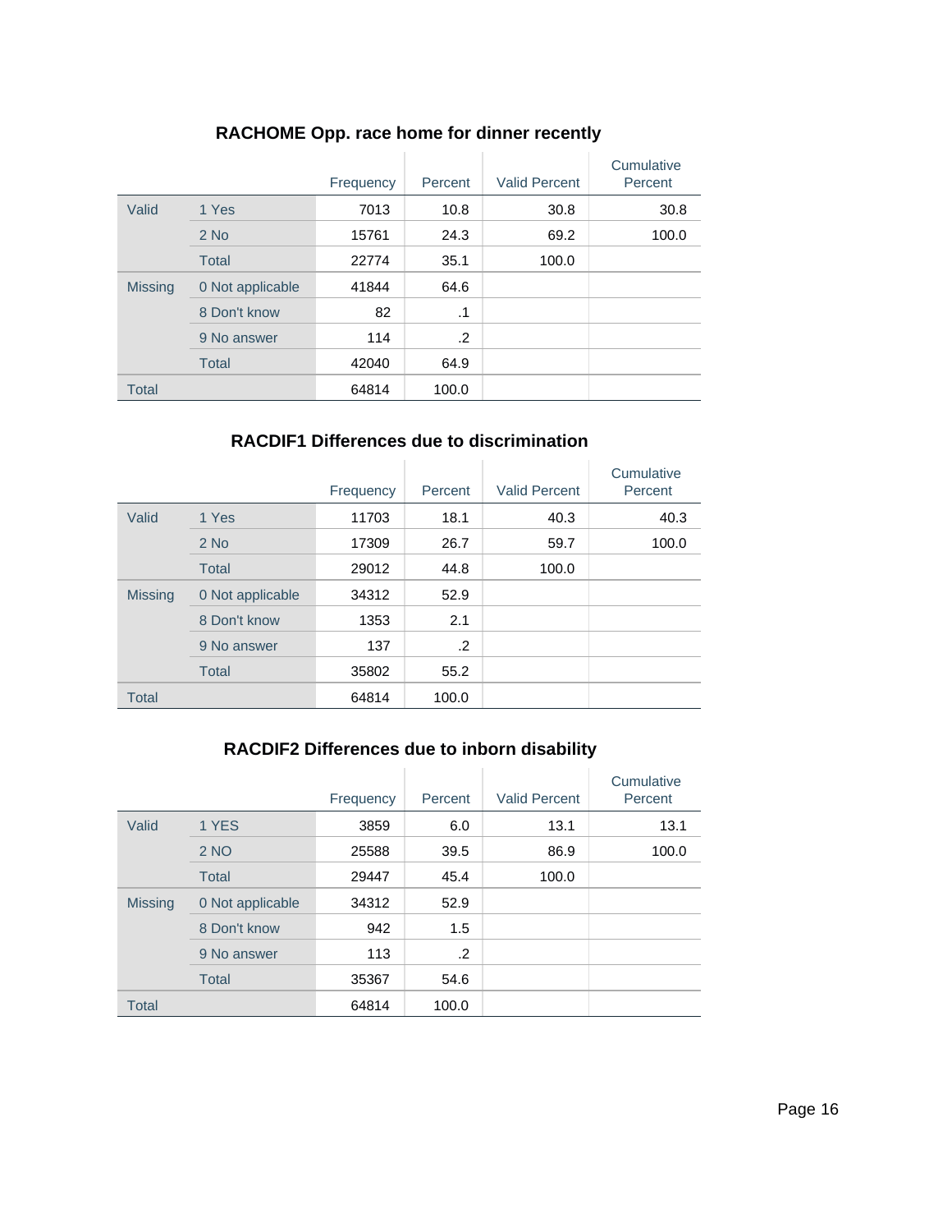## RACHOME Opp. race home for dinner recently

| | | Frequency | Percent | Valid Percent | Cumulative Percent |
|---|---|---|---|---|---|
| Valid | 1 Yes | 7013 | 10.8 | 30.8 | 30.8 |
| | 2 No | 15761 | 24.3 | 69.2 | 100.0 |
| | Total | 22774 | 35.1 | 100.0 | |
| Missing | 0 Not applicable | 41844 | 64.6 | | |
| | 8 Don't know | 82 | .1 | | |
| | 9 No answer | 114 | .2 | | |
| | Total | 42040 | 64.9 | | |
| Total | | 64814 | 100.0 | | |

## RACDIF1 Differences due to discrimination

| | | Frequency | Percent | Valid Percent | Cumulative Percent |
|---|---|---|---|---|---|
| Valid | 1 Yes | 11703 | 18.1 | 40.3 | 40.3 |
| | 2 No | 17309 | 26.7 | 59.7 | 100.0 |
| | Total | 29012 | 44.8 | 100.0 | |
| Missing | 0 Not applicable | 34312 | 52.9 | | |
| | 8 Don't know | 1353 | 2.1 | | |
| | 9 No answer | 137 | .2 | | |
| | Total | 35802 | 55.2 | | |
| Total | | 64814 | 100.0 | | |

## RACDIF2 Differences due to inborn disability

| | | Frequency | Percent | Valid Percent | Cumulative Percent |
|---|---|---|---|---|---|
| Valid | 1 YES | 3859 | 6.0 | 13.1 | 13.1 |
| | 2 NO | 25588 | 39.5 | 86.9 | 100.0 |
| | Total | 29447 | 45.4 | 100.0 | |
| Missing | 0 Not applicable | 34312 | 52.9 | | |
| | 8 Don't know | 942 | 1.5 | | |
| | 9 No answer | 113 | .2 | | |
| | Total | 35367 | 54.6 | | |
| Total | | 64814 | 100.0 | | |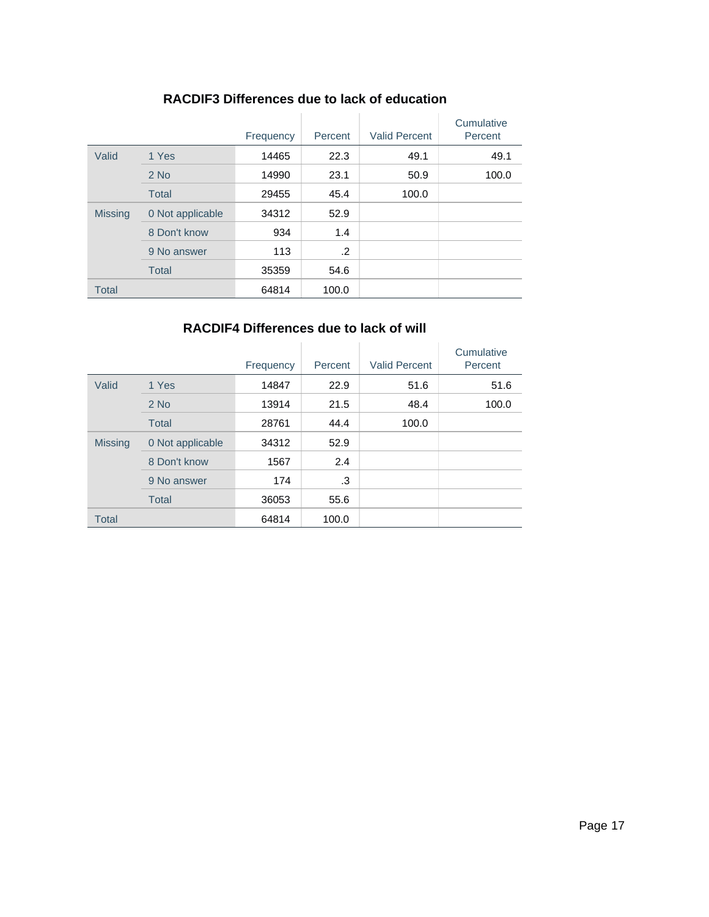### RACDIF3 Differences due to lack of education

| | | Frequency | Percent | Valid Percent | Cumulative Percent |
|---|---|---|---|---|---|
| Valid | 1 Yes | 14465 | 22.3 | 49.1 | 49.1 |
| | 2 No | 14990 | 23.1 | 50.9 | 100.0 |
| | Total | 29455 | 45.4 | 100.0 | |
| Missing | 0 Not applicable | 34312 | 52.9 | | |
| | 8 Don't know | 934 | 1.4 | | |
| | 9 No answer | 113 | .2 | | |
| | Total | 35359 | 54.6 | | |
| Total | | 64814 | 100.0 | | |

### RACDIF4 Differences due to lack of will

| | | Frequency | Percent | Valid Percent | Cumulative Percent |
|---|---|---|---|---|---|
| Valid | 1 Yes | 14847 | 22.9 | 51.6 | 51.6 |
| | 2 No | 13914 | 21.5 | 48.4 | 100.0 |
| | Total | 28761 | 44.4 | 100.0 | |
| Missing | 0 Not applicable | 34312 | 52.9 | | |
| | 8 Don't know | 1567 | 2.4 | | |
| | 9 No answer | 174 | .3 | | |
| | Total | 36053 | 55.6 | | |
| Total | | 64814 | 100.0 | | |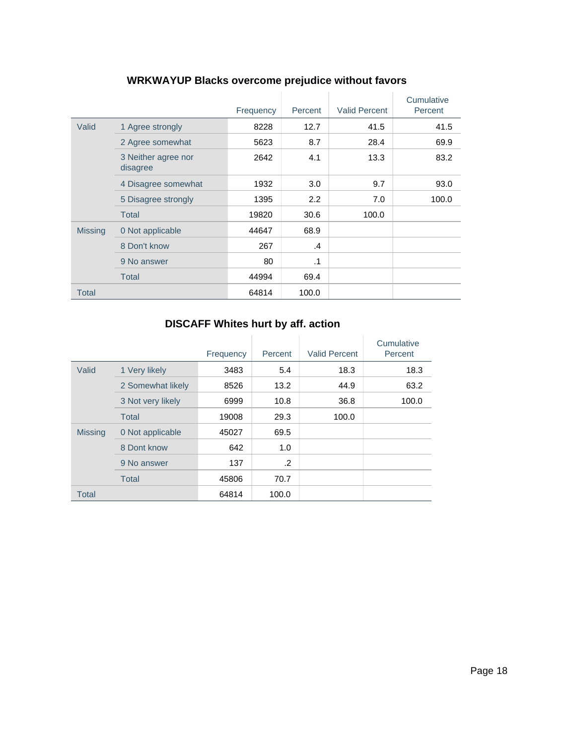## WRKWAYUP Blacks overcome prejudice without favors

| | | Frequency | Percent | Valid Percent | Cumulative Percent |
|---|---|---|---|---|---|
| Valid | 1 Agree strongly | 8228 | 12.7 | 41.5 | 41.5 |
| | 2 Agree somewhat | 5623 | 8.7 | 28.4 | 69.9 |
| | 3 Neither agree nor disagree | 2642 | 4.1 | 13.3 | 83.2 |
| | 4 Disagree somewhat | 1932 | 3.0 | 9.7 | 93.0 |
| | 5 Disagree strongly | 1395 | 2.2 | 7.0 | 100.0 |
| | Total | 19820 | 30.6 | 100.0 | |
| Missing | 0 Not applicable | 44647 | 68.9 | | |
| | 8 Don't know | 267 | .4 | | |
| | 9 No answer | 80 | .1 | | |
| | Total | 44994 | 69.4 | | |
| Total | | 64814 | 100.0 | | |

## DISCAFF Whites hurt by aff. action

| | | Frequency | Percent | Valid Percent | Cumulative Percent |
|---|---|---|---|---|---|
| Valid | 1 Very likely | 3483 | 5.4 | 18.3 | 18.3 |
| | 2 Somewhat likely | 8526 | 13.2 | 44.9 | 63.2 |
| | 3 Not very likely | 6999 | 10.8 | 36.8 | 100.0 |
| | Total | 19008 | 29.3 | 100.0 | |
| Missing | 0 Not applicable | 45027 | 69.5 | | |
| | 8 Dont know | 642 | 1.0 | | |
| | 9 No answer | 137 | .2 | | |
| | Total | 45806 | 70.7 | | |
| Total | | 64814 | 100.0 | | |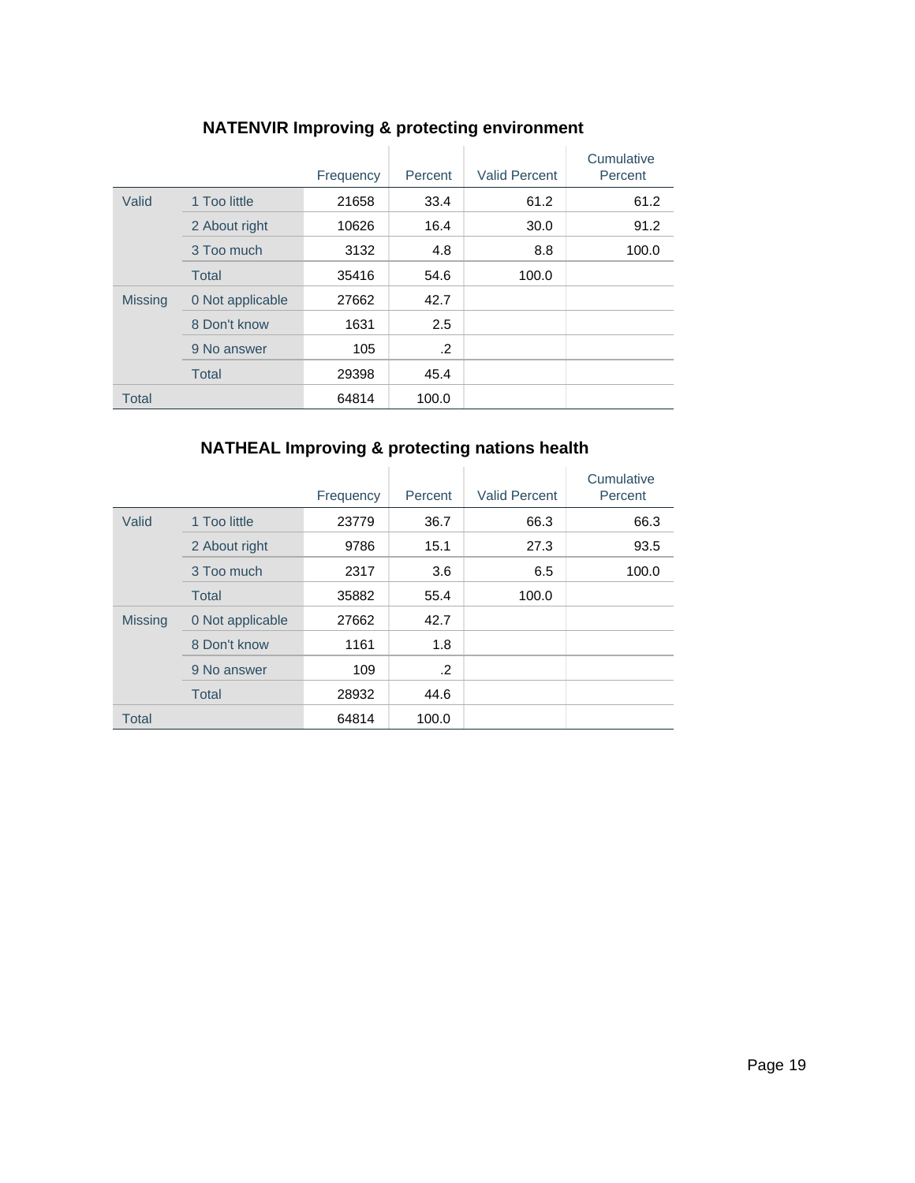### NATENVIR Improving & protecting environment

| | | Frequency | Percent | Valid Percent | Cumulative Percent |
|---|---|---|---|---|---|
| Valid | 1 Too little | 21658 | 33.4 | 61.2 | 61.2 |
| | 2 About right | 10626 | 16.4 | 30.0 | 91.2 |
| | 3 Too much | 3132 | 4.8 | 8.8 | 100.0 |
| | Total | 35416 | 54.6 | 100.0 | |
| Missing | 0 Not applicable | 27662 | 42.7 | | |
| | 8 Don't know | 1631 | 2.5 | | |
| | 9 No answer | 105 | .2 | | |
| | Total | 29398 | 45.4 | | |
| Total | | 64814 | 100.0 | | |

### NATHEAL Improving & protecting nations health

| | | Frequency | Percent | Valid Percent | Cumulative Percent |
|---|---|---|---|---|---|
| Valid | 1 Too little | 23779 | 36.7 | 66.3 | 66.3 |
| | 2 About right | 9786 | 15.1 | 27.3 | 93.5 |
| | 3 Too much | 2317 | 3.6 | 6.5 | 100.0 |
| | Total | 35882 | 55.4 | 100.0 | |
| Missing | 0 Not applicable | 27662 | 42.7 | | |
| | 8 Don't know | 1161 | 1.8 | | |
| | 9 No answer | 109 | .2 | | |
| | Total | 28932 | 44.6 | | |
| Total | | 64814 | 100.0 | | |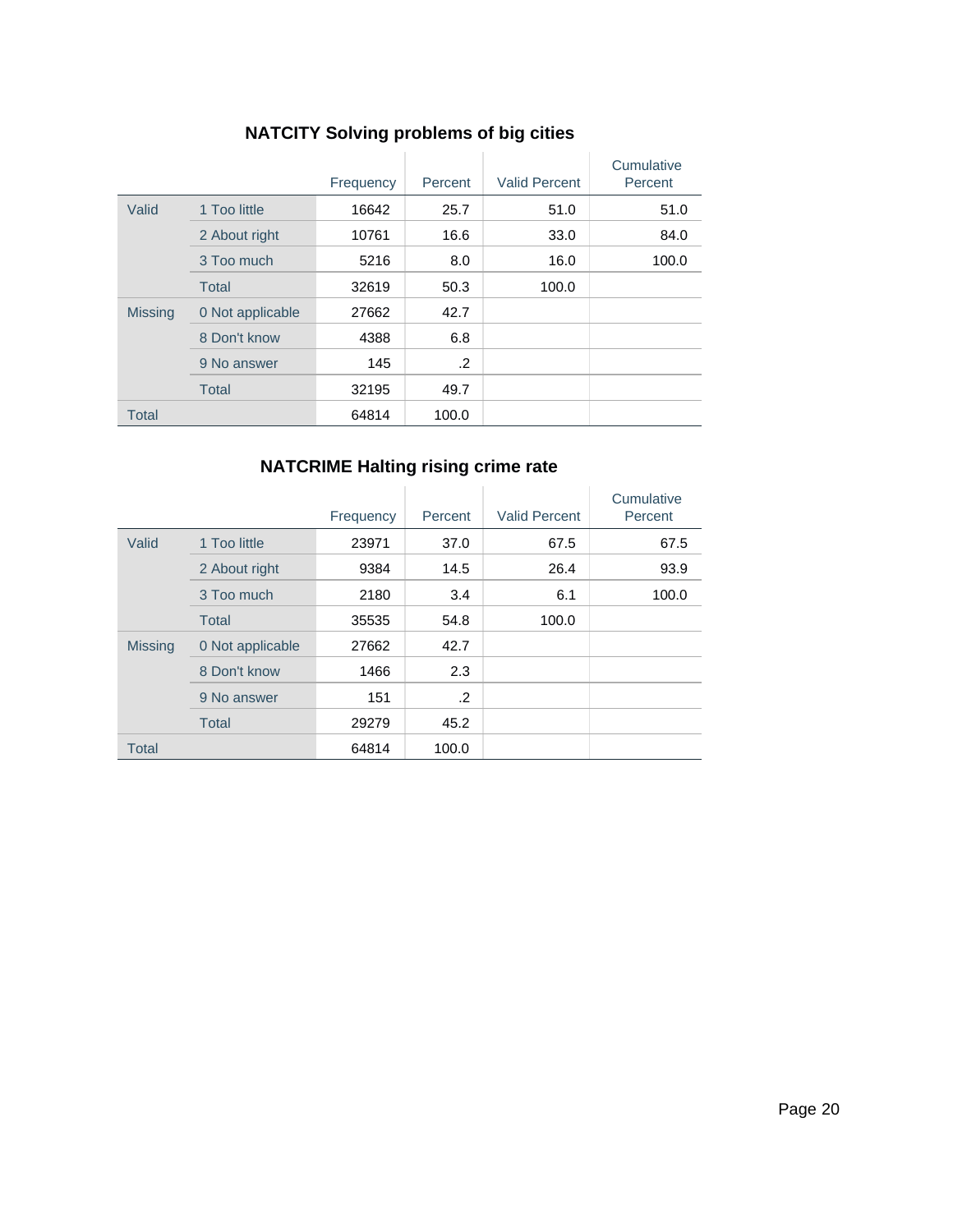## NATCITY Solving problems of big cities

| | | Frequency | Percent | Valid Percent | Cumulative Percent |
|---|---|---|---|---|---|
| Valid | 1 Too little | 16642 | 25.7 | 51.0 | 51.0 |
| | 2 About right | 10761 | 16.6 | 33.0 | 84.0 |
| | 3 Too much | 5216 | 8.0 | 16.0 | 100.0 |
| | Total | 32619 | 50.3 | 100.0 | |
| Missing | 0 Not applicable | 27662 | 42.7 | | |
| | 8 Don't know | 4388 | 6.8 | | |
| | 9 No answer | 145 | .2 | | |
| | Total | 32195 | 49.7 | | |
| Total | | 64814 | 100.0 | | |

## NATCRIME Halting rising crime rate

| | | Frequency | Percent | Valid Percent | Cumulative Percent |
|---|---|---|---|---|---|
| Valid | 1 Too little | 23971 | 37.0 | 67.5 | 67.5 |
| | 2 About right | 9384 | 14.5 | 26.4 | 93.9 |
| | 3 Too much | 2180 | 3.4 | 6.1 | 100.0 |
| | Total | 35535 | 54.8 | 100.0 | |
| Missing | 0 Not applicable | 27662 | 42.7 | | |
| | 8 Don't know | 1466 | 2.3 | | |
| | 9 No answer | 151 | .2 | | |
| | Total | 29279 | 45.2 | | |
| Total | | 64814 | 100.0 | | |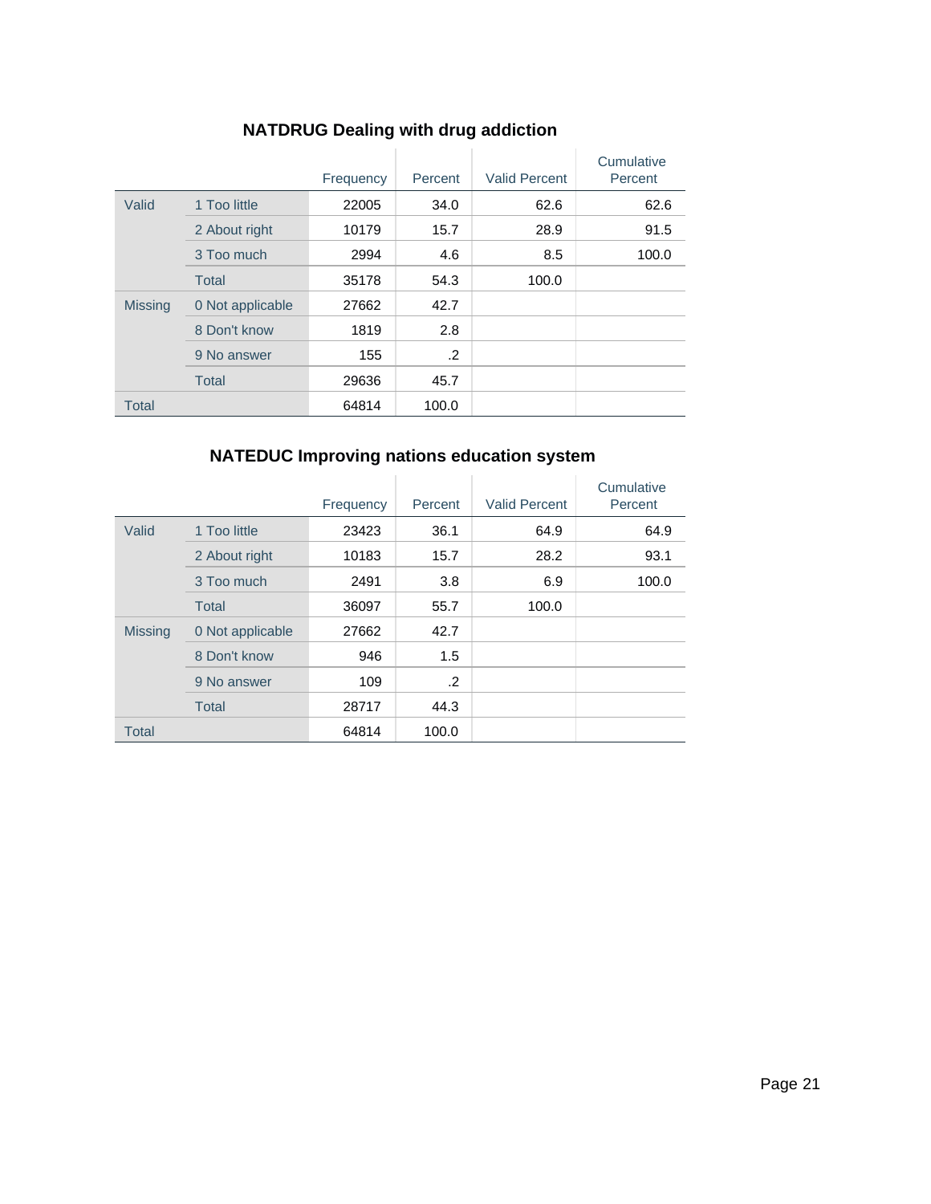### NATDRUG Dealing with drug addiction

| | | Frequency | Percent | Valid Percent | Cumulative Percent |
|---|---|---|---|---|---|
| Valid | 1 Too little | 22005 | 34.0 | 62.6 | 62.6 |
| | 2 About right | 10179 | 15.7 | 28.9 | 91.5 |
| | 3 Too much | 2994 | 4.6 | 8.5 | 100.0 |
| | Total | 35178 | 54.3 | 100.0 | |
| Missing | 0 Not applicable | 27662 | 42.7 | | |
| | 8 Don't know | 1819 | 2.8 | | |
| | 9 No answer | 155 | .2 | | |
| | Total | 29636 | 45.7 | | |
| Total | | 64814 | 100.0 | | |

### NATEDUC Improving nations education system

| | | Frequency | Percent | Valid Percent | Cumulative Percent |
|---|---|---|---|---|---|
| Valid | 1 Too little | 23423 | 36.1 | 64.9 | 64.9 |
| | 2 About right | 10183 | 15.7 | 28.2 | 93.1 |
| | 3 Too much | 2491 | 3.8 | 6.9 | 100.0 |
| | Total | 36097 | 55.7 | 100.0 | |
| Missing | 0 Not applicable | 27662 | 42.7 | | |
| | 8 Don't know | 946 | 1.5 | | |
| | 9 No answer | 109 | .2 | | |
| | Total | 28717 | 44.3 | | |
| Total | | 64814 | 100.0 | | |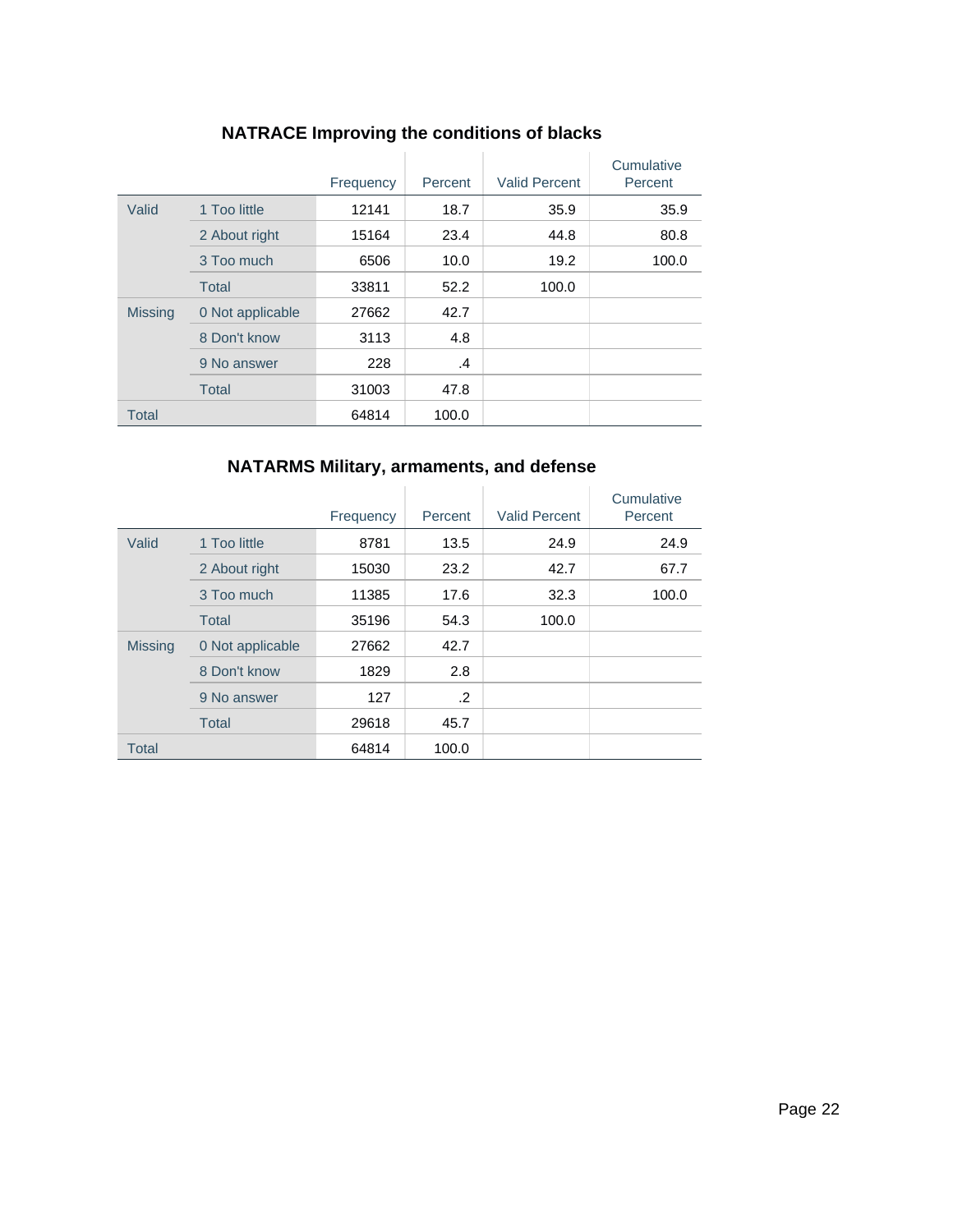**NATRACE Improving the conditions of blacks**

| | | Frequency | Percent | Valid Percent | Cumulative Percent |
|---|---|---|---|---|---|
| Valid | 1 Too little | 12141 | 18.7 | 35.9 | 35.9 |
| | 2 About right | 15164 | 23.4 | 44.8 | 80.8 |
| | 3 Too much | 6506 | 10.0 | 19.2 | 100.0 |
| | Total | 33811 | 52.2 | 100.0 | |
| Missing | 0 Not applicable | 27662 | 42.7 | | |
| | 8 Don't know | 3113 | 4.8 | | |
| | 9 No answer | 228 | .4 | | |
| | Total | 31003 | 47.8 | | |
| Total | | 64814 | 100.0 | | |

**NATARMS Military, armaments, and defense**

| | | Frequency | Percent | Valid Percent | Cumulative Percent |
|---|---|---|---|---|---|
| Valid | 1 Too little | 8781 | 13.5 | 24.9 | 24.9 |
| | 2 About right | 15030 | 23.2 | 42.7 | 67.7 |
| | 3 Too much | 11385 | 17.6 | 32.3 | 100.0 |
| | Total | 35196 | 54.3 | 100.0 | |
| Missing | 0 Not applicable | 27662 | 42.7 | | |
| | 8 Don't know | 1829 | 2.8 | | |
| | 9 No answer | 127 | .2 | | |
| | Total | 29618 | 45.7 | | |
| Total | | 64814 | 100.0 | | |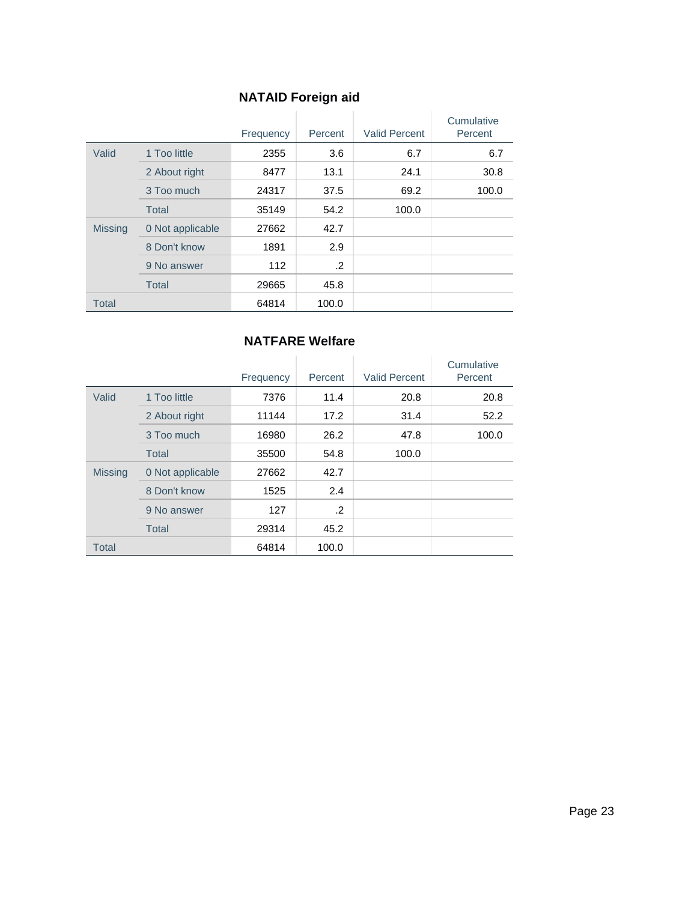### NATAID Foreign aid

| | | Frequency | Percent | Valid Percent | Cumulative Percent |
|---|---|---|---|---|---|
| Valid | 1 Too little | 2355 | 3.6 | 6.7 | 6.7 |
| | 2 About right | 8477 | 13.1 | 24.1 | 30.8 |
| | 3 Too much | 24317 | 37.5 | 69.2 | 100.0 |
| | Total | 35149 | 54.2 | 100.0 | |
| Missing | 0 Not applicable | 27662 | 42.7 | | |
| | 8 Don't know | 1891 | 2.9 | | |
| | 9 No answer | 112 | .2 | | |
| | Total | 29665 | 45.8 | | |
| Total | | 64814 | 100.0 | | |

### NATFARE Welfare

| | | Frequency | Percent | Valid Percent | Cumulative Percent |
|---|---|---|---|---|---|
| Valid | 1 Too little | 7376 | 11.4 | 20.8 | 20.8 |
| | 2 About right | 11144 | 17.2 | 31.4 | 52.2 |
| | 3 Too much | 16980 | 26.2 | 47.8 | 100.0 |
| | Total | 35500 | 54.8 | 100.0 | |
| Missing | 0 Not applicable | 27662 | 42.7 | | |
| | 8 Don't know | 1525 | 2.4 | | |
| | 9 No answer | 127 | .2 | | |
| | Total | 29314 | 45.2 | | |
| Total | | 64814 | 100.0 | | |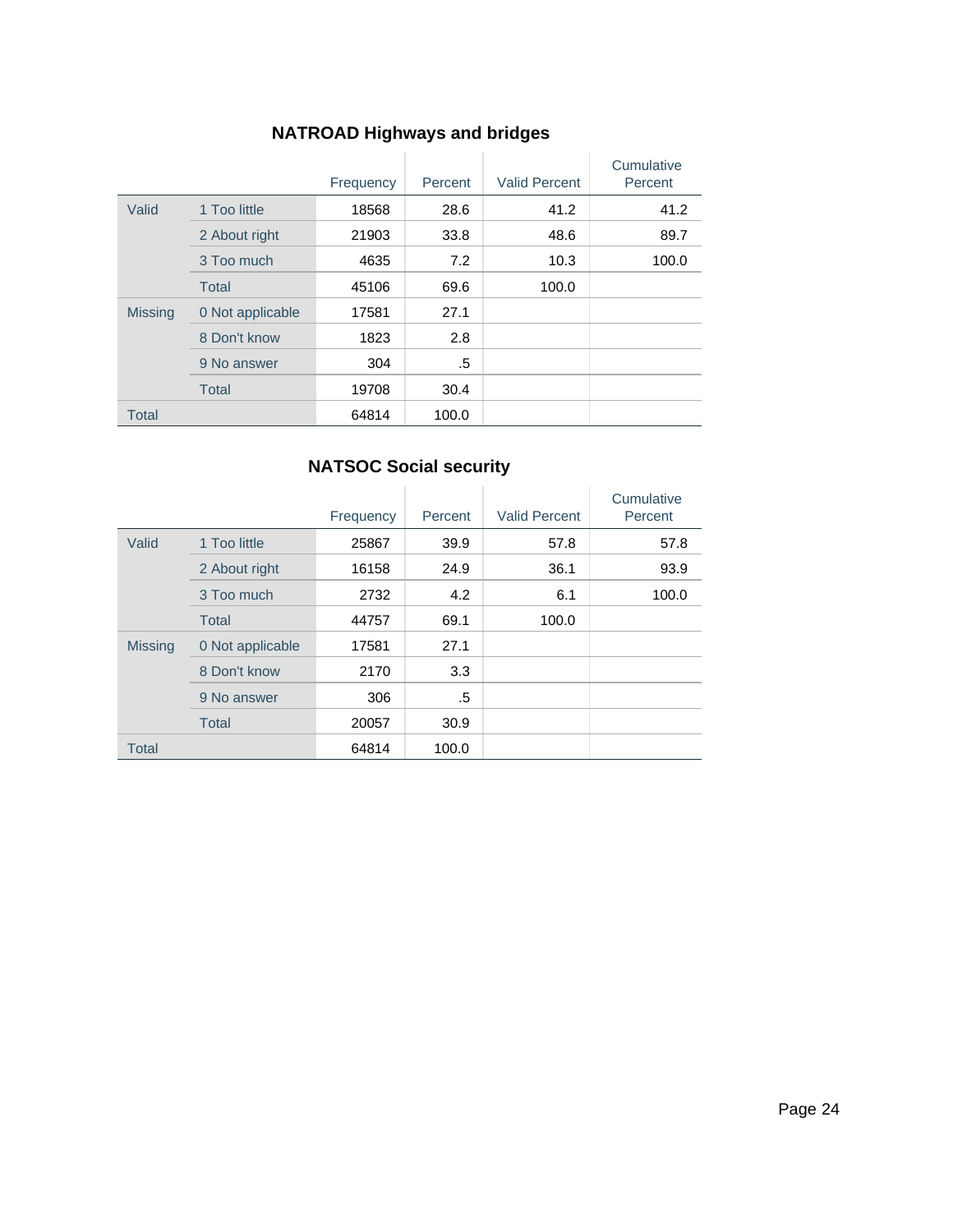### NATROAD Highways and bridges

| | | Frequency | Percent | Valid Percent | Cumulative Percent |
|---|---|---|---|---|---|
| Valid | 1 Too little | 18568 | 28.6 | 41.2 | 41.2 |
| | 2 About right | 21903 | 33.8 | 48.6 | 89.7 |
| | 3 Too much | 4635 | 7.2 | 10.3 | 100.0 |
| | Total | 45106 | 69.6 | 100.0 | |
| Missing | 0 Not applicable | 17581 | 27.1 | | |
| | 8 Don't know | 1823 | 2.8 | | |
| | 9 No answer | 304 | .5 | | |
| | Total | 19708 | 30.4 | | |
| Total | | 64814 | 100.0 | | |

### NATSOC Social security

| | | Frequency | Percent | Valid Percent | Cumulative Percent |
|---|---|---|---|---|---|
| Valid | 1 Too little | 25867 | 39.9 | 57.8 | 57.8 |
| | 2 About right | 16158 | 24.9 | 36.1 | 93.9 |
| | 3 Too much | 2732 | 4.2 | 6.1 | 100.0 |
| | Total | 44757 | 69.1 | 100.0 | |
| Missing | 0 Not applicable | 17581 | 27.1 | | |
| | 8 Don't know | 2170 | 3.3 | | |
| | 9 No answer | 306 | .5 | | |
| | Total | 20057 | 30.9 | | |
| Total | | 64814 | 100.0 | | |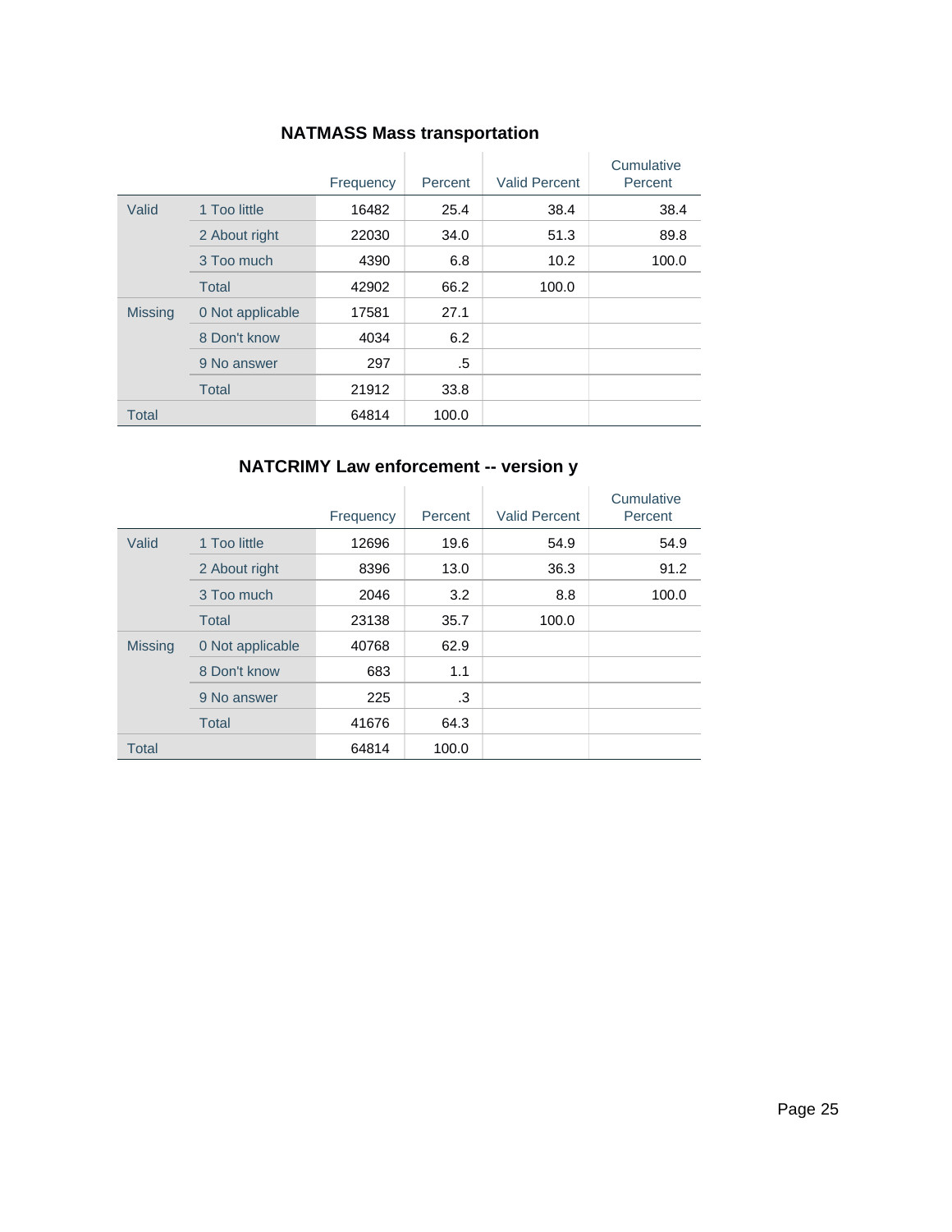### NATMASS Mass transportation

| | | Frequency | Percent | Valid Percent | Cumulative Percent |
|---|---|---|---|---|---|
| Valid | 1 Too little | 16482 | 25.4 | 38.4 | 38.4 |
| | 2 About right | 22030 | 34.0 | 51.3 | 89.8 |
| | 3 Too much | 4390 | 6.8 | 10.2 | 100.0 |
| | Total | 42902 | 66.2 | 100.0 | |
| Missing | 0 Not applicable | 17581 | 27.1 | | |
| | 8 Don't know | 4034 | 6.2 | | |
| | 9 No answer | 297 | .5 | | |
| | Total | 21912 | 33.8 | | |
| Total | | 64814 | 100.0 | | |

### NATCRIMY Law enforcement -- version y

| | | Frequency | Percent | Valid Percent | Cumulative Percent |
|---|---|---|---|---|---|
| Valid | 1 Too little | 12696 | 19.6 | 54.9 | 54.9 |
| | 2 About right | 8396 | 13.0 | 36.3 | 91.2 |
| | 3 Too much | 2046 | 3.2 | 8.8 | 100.0 |
| | Total | 23138 | 35.7 | 100.0 | |
| Missing | 0 Not applicable | 40768 | 62.9 | | |
| | 8 Don't know | 683 | 1.1 | | |
| | 9 No answer | 225 | .3 | | |
| | Total | 41676 | 64.3 | | |
| Total | | 64814 | 100.0 | | |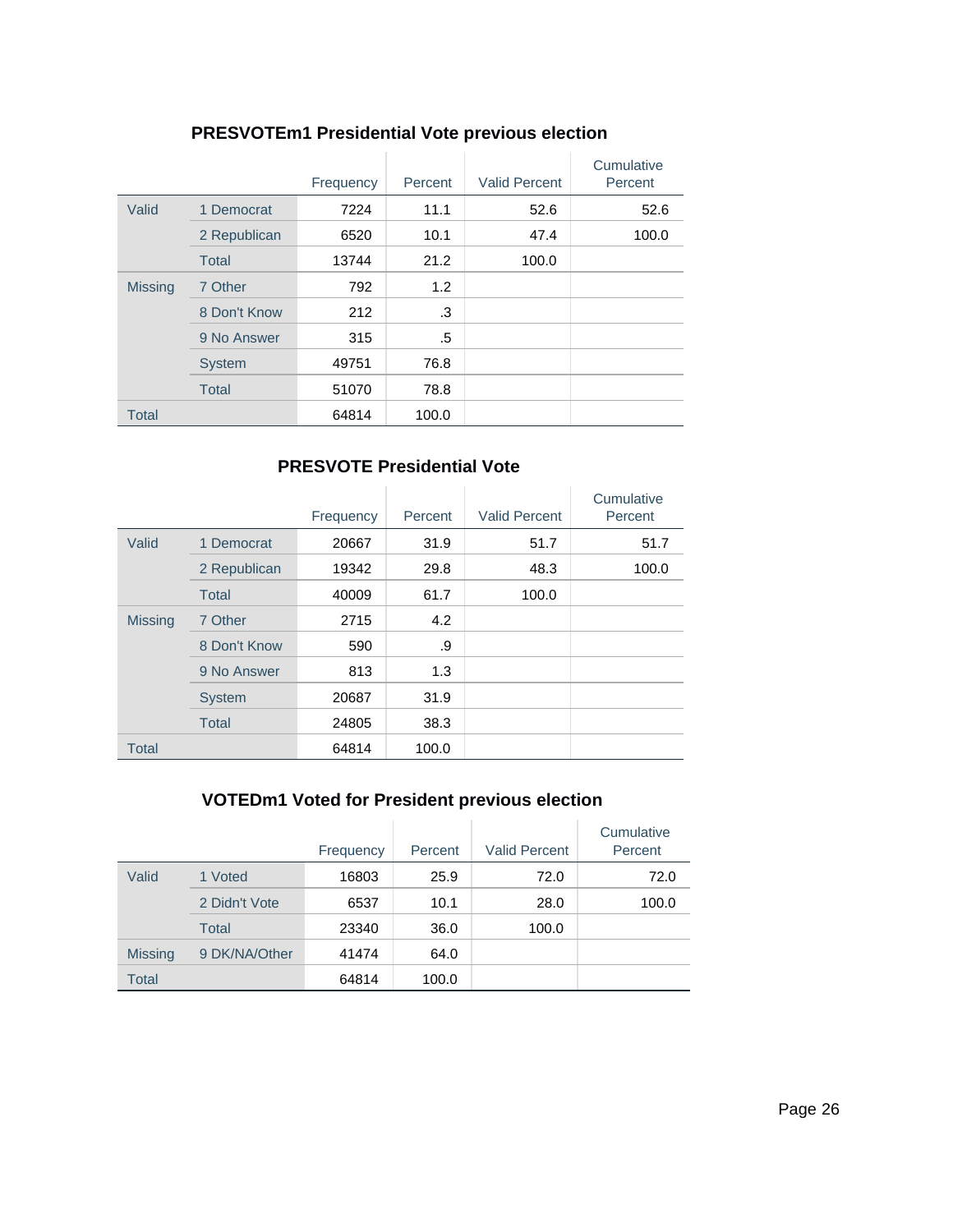### PRESVOTEm1 Presidential Vote previous election

| | | Frequency | Percent | Valid Percent | Cumulative Percent |
|---|---|---|---|---|---|
| Valid | 1 Democrat | 7224 | 11.1 | 52.6 | 52.6 |
| | 2 Republican | 6520 | 10.1 | 47.4 | 100.0 |
| | Total | 13744 | 21.2 | 100.0 | |
| Missing | 7 Other | 792 | 1.2 | | |
| | 8 Don't Know | 212 | .3 | | |
| | 9 No Answer | 315 | .5 | | |
| | System | 49751 | 76.8 | | |
| | Total | 51070 | 78.8 | | |
| Total | | 64814 | 100.0 | | |

### PRESVOTE Presidential Vote

| | | Frequency | Percent | Valid Percent | Cumulative Percent |
|---|---|---|---|---|---|
| Valid | 1 Democrat | 20667 | 31.9 | 51.7 | 51.7 |
| | 2 Republican | 19342 | 29.8 | 48.3 | 100.0 |
| | Total | 40009 | 61.7 | 100.0 | |
| Missing | 7 Other | 2715 | 4.2 | | |
| | 8 Don't Know | 590 | .9 | | |
| | 9 No Answer | 813 | 1.3 | | |
| | System | 20687 | 31.9 | | |
| | Total | 24805 | 38.3 | | |
| Total | | 64814 | 100.0 | | |

### VOTEDm1 Voted for President previous election

| | | Frequency | Percent | Valid Percent | Cumulative Percent |
|---|---|---|---|---|---|
| Valid | 1 Voted | 16803 | 25.9 | 72.0 | 72.0 |
| | 2 Didn't Vote | 6537 | 10.1 | 28.0 | 100.0 |
| | Total | 23340 | 36.0 | 100.0 | |
| Missing | 9 DK/NA/Other | 41474 | 64.0 | | |
| Total | | 64814 | 100.0 | | |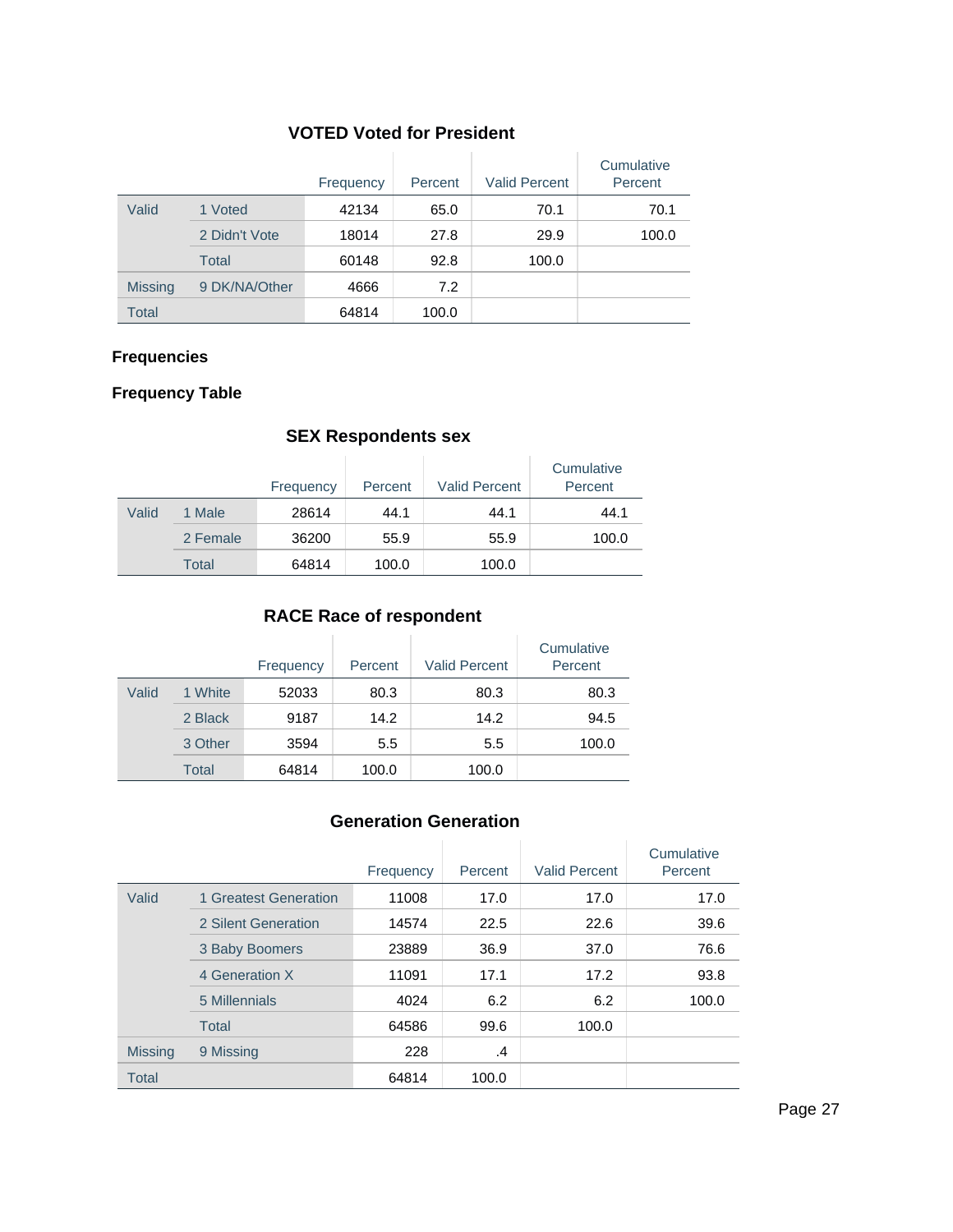### VOTED Voted for President

| | | Frequency | Percent | Valid Percent | Cumulative Percent |
|---|---|---|---|---|---|
| Valid | 1 Voted | 42134 | 65.0 | 70.1 | 70.1 |
| | 2 Didn't Vote | 18014 | 27.8 | 29.9 | 100.0 |
| | Total | 60148 | 92.8 | 100.0 | |
| Missing | 9 DK/NA/Other | 4666 | 7.2 | | |
| Total | | 64814 | 100.0 | | |

## Frequencies

## Frequency Table

### SEX Respondents sex

| | | Frequency | Percent | Valid Percent | Cumulative Percent |
|---|---|---|---|---|---|
| Valid | 1 Male | 28614 | 44.1 | 44.1 | 44.1 |
| | 2 Female | 36200 | 55.9 | 55.9 | 100.0 |
| | Total | 64814 | 100.0 | 100.0 | |

### RACE Race of respondent

| | | Frequency | Percent | Valid Percent | Cumulative Percent |
|---|---|---|---|---|---|
| Valid | 1 White | 52033 | 80.3 | 80.3 | 80.3 |
| | 2 Black | 9187 | 14.2 | 14.2 | 94.5 |
| | 3 Other | 3594 | 5.5 | 5.5 | 100.0 |
| | Total | 64814 | 100.0 | 100.0 | |

### Generation Generation

| | | Frequency | Percent | Valid Percent | Cumulative Percent |
|---|---|---|---|---|---|
| Valid | 1 Greatest Generation | 11008 | 17.0 | 17.0 | 17.0 |
| | 2 Silent Generation | 14574 | 22.5 | 22.6 | 39.6 |
| | 3 Baby Boomers | 23889 | 36.9 | 37.0 | 76.6 |
| | 4 Generation X | 11091 | 17.1 | 17.2 | 93.8 |
| | 5 Millennials | 4024 | 6.2 | 6.2 | 100.0 |
| | Total | 64586 | 99.6 | 100.0 | |
| Missing | 9 Missing | 228 | .4 | | |
| Total | | 64814 | 100.0 | | |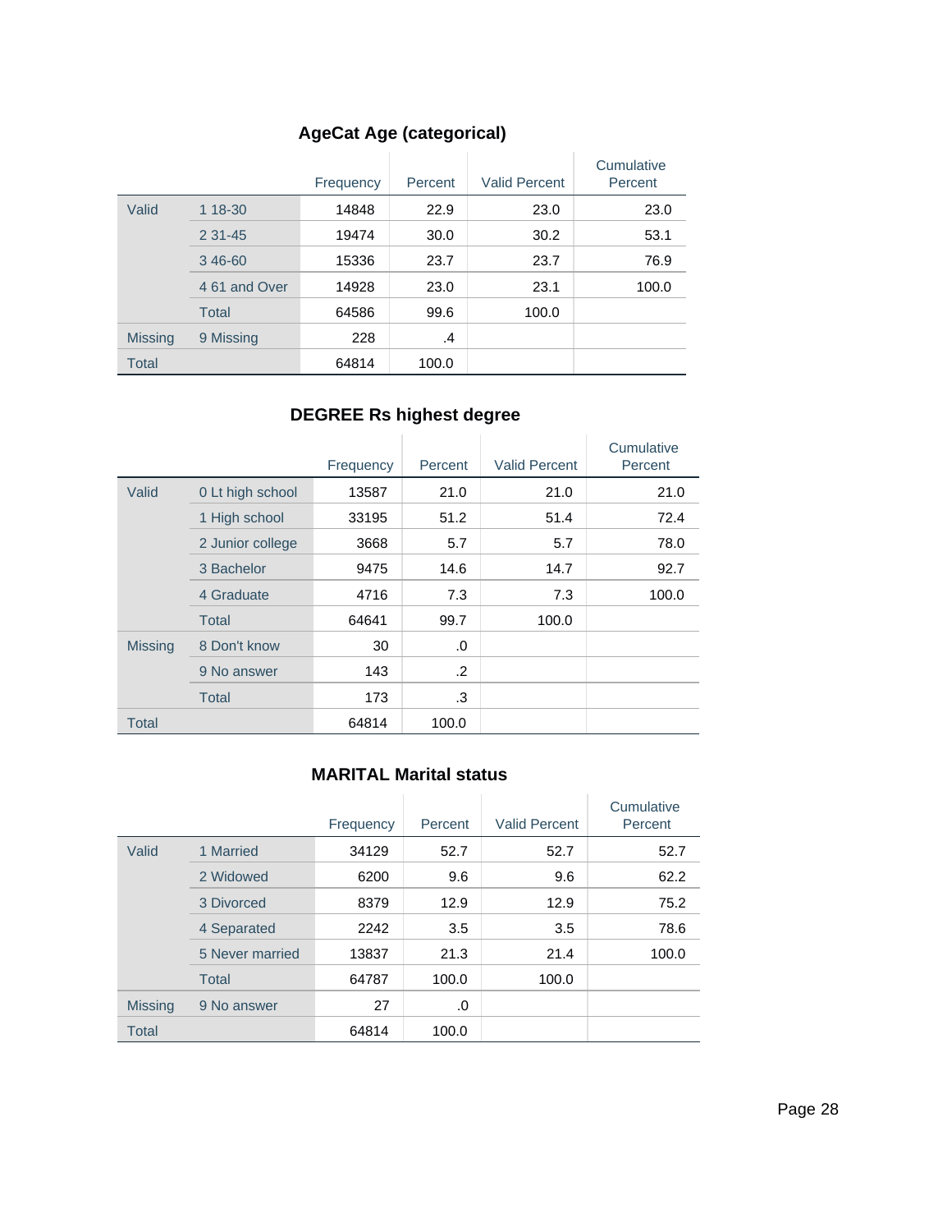### AgeCat Age (categorical)

| | | Frequency | Percent | Valid Percent | Cumulative Percent |
|---|---|---|---|---|---|
| Valid | 1 18-30 | 14848 | 22.9 | 23.0 | 23.0 |
| | 2 31-45 | 19474 | 30.0 | 30.2 | 53.1 |
| | 3 46-60 | 15336 | 23.7 | 23.7 | 76.9 |
| | 4 61 and Over | 14928 | 23.0 | 23.1 | 100.0 |
| | Total | 64586 | 99.6 | 100.0 | |
| Missing | 9 Missing | 228 | .4 | | |
| Total | | 64814 | 100.0 | | |

### DEGREE Rs highest degree

| | | Frequency | Percent | Valid Percent | Cumulative Percent |
|---|---|---|---|---|---|
| Valid | 0 Lt high school | 13587 | 21.0 | 21.0 | 21.0 |
| | 1 High school | 33195 | 51.2 | 51.4 | 72.4 |
| | 2 Junior college | 3668 | 5.7 | 5.7 | 78.0 |
| | 3 Bachelor | 9475 | 14.6 | 14.7 | 92.7 |
| | 4 Graduate | 4716 | 7.3 | 7.3 | 100.0 |
| | Total | 64641 | 99.7 | 100.0 | |
| Missing | 8 Don't know | 30 | .0 | | |
| | 9 No answer | 143 | .2 | | |
| | Total | 173 | .3 | | |
| Total | | 64814 | 100.0 | | |

### MARITAL Marital status

| | | Frequency | Percent | Valid Percent | Cumulative Percent |
|---|---|---|---|---|---|
| Valid | 1 Married | 34129 | 52.7 | 52.7 | 52.7 |
| | 2 Widowed | 6200 | 9.6 | 9.6 | 62.2 |
| | 3 Divorced | 8379 | 12.9 | 12.9 | 75.2 |
| | 4 Separated | 2242 | 3.5 | 3.5 | 78.6 |
| | 5 Never married | 13837 | 21.3 | 21.4 | 100.0 |
| | Total | 64787 | 100.0 | 100.0 | |
| Missing | 9 No answer | 27 | .0 | | |
| Total | | 64814 | 100.0 | | |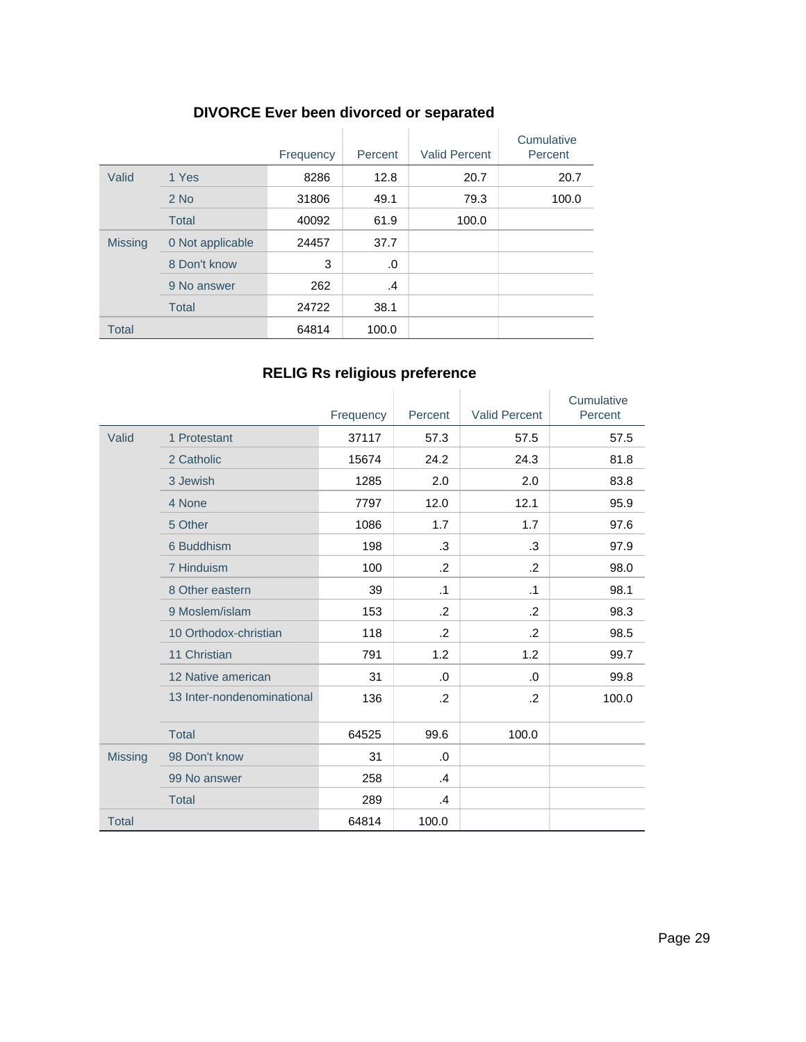### DIVORCE Ever been divorced or separated

| | | Frequency | Percent | Valid Percent | Cumulative Percent |
|---|---|---|---|---|---|
| Valid | 1 Yes | 8286 | 12.8 | 20.7 | 20.7 |
| | 2 No | 31806 | 49.1 | 79.3 | 100.0 |
| | Total | 40092 | 61.9 | 100.0 | |
| Missing | 0 Not applicable | 24457 | 37.7 | | |
| | 8 Don't know | 3 | .0 | | |
| | 9 No answer | 262 | .4 | | |
| | Total | 24722 | 38.1 | | |
| Total | | 64814 | 100.0 | | |

### RELIG Rs religious preference

| | | Frequency | Percent | Valid Percent | Cumulative Percent |
|---|---|---|---|---|---|
| Valid | 1 Protestant | 37117 | 57.3 | 57.5 | 57.5 |
| | 2 Catholic | 15674 | 24.2 | 24.3 | 81.8 |
| | 3 Jewish | 1285 | 2.0 | 2.0 | 83.8 |
| | 4 None | 7797 | 12.0 | 12.1 | 95.9 |
| | 5 Other | 1086 | 1.7 | 1.7 | 97.6 |
| | 6 Buddhism | 198 | .3 | .3 | 97.9 |
| | 7 Hinduism | 100 | .2 | .2 | 98.0 |
| | 8 Other eastern | 39 | .1 | .1 | 98.1 |
| | 9 Moslem/islam | 153 | .2 | .2 | 98.3 |
| | 10 Orthodox-christian | 118 | .2 | .2 | 98.5 |
| | 11 Christian | 791 | 1.2 | 1.2 | 99.7 |
| | 12 Native american | 31 | .0 | .0 | 99.8 |
| | 13 Inter-nondenominational | 136 | .2 | .2 | 100.0 |
| | Total | 64525 | 99.6 | 100.0 | |
| Missing | 98 Don't know | 31 | .0 | | |
| | 99 No answer | 258 | .4 | | |
| | Total | 289 | .4 | | |
| Total | | 64814 | 100.0 | | |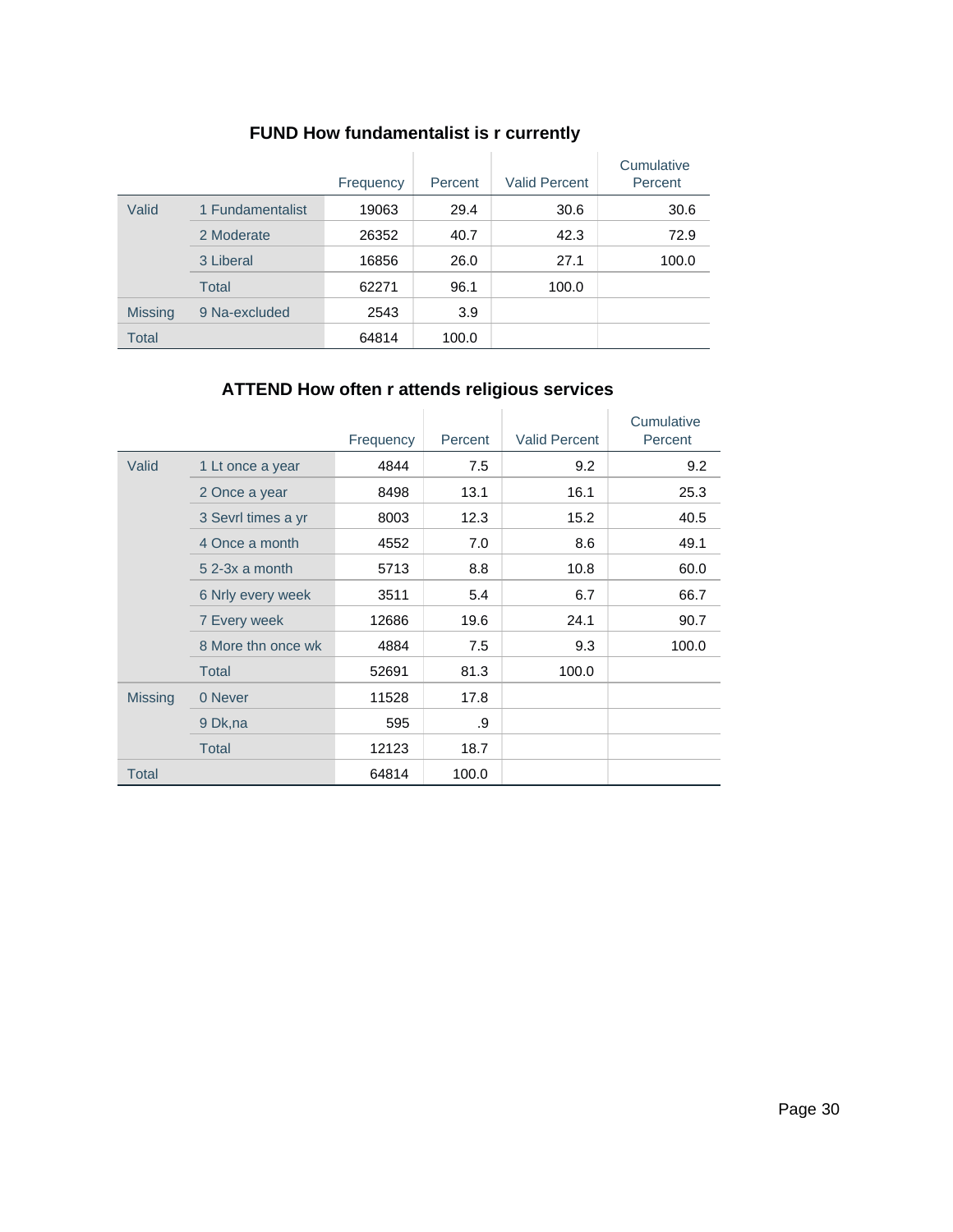### FUND How fundamentalist is r currently

| | | Frequency | Percent | Valid Percent | Cumulative Percent |
|---|---|---|---|---|---|
| Valid | 1 Fundamentalist | 19063 | 29.4 | 30.6 | 30.6 |
| | 2 Moderate | 26352 | 40.7 | 42.3 | 72.9 |
| | 3 Liberal | 16856 | 26.0 | 27.1 | 100.0 |
| | Total | 62271 | 96.1 | 100.0 | |
| Missing | 9 Na-excluded | 2543 | 3.9 | | |
| Total | | 64814 | 100.0 | | |

### ATTEND How often r attends religious services

| | | Frequency | Percent | Valid Percent | Cumulative Percent |
|---|---|---|---|---|---|
| Valid | 1 Lt once a year | 4844 | 7.5 | 9.2 | 9.2 |
| | 2 Once a year | 8498 | 13.1 | 16.1 | 25.3 |
| | 3 Sevrl times a yr | 8003 | 12.3 | 15.2 | 40.5 |
| | 4 Once a month | 4552 | 7.0 | 8.6 | 49.1 |
| | 5 2-3x a month | 5713 | 8.8 | 10.8 | 60.0 |
| | 6 Nrly every week | 3511 | 5.4 | 6.7 | 66.7 |
| | 7 Every week | 12686 | 19.6 | 24.1 | 90.7 |
| | 8 More thn once wk | 4884 | 7.5 | 9.3 | 100.0 |
| | Total | 52691 | 81.3 | 100.0 | |
| Missing | 0 Never | 11528 | 17.8 | | |
| | 9 Dk,na | 595 | .9 | | |
| | Total | 12123 | 18.7 | | |
| Total | | 64814 | 100.0 | | |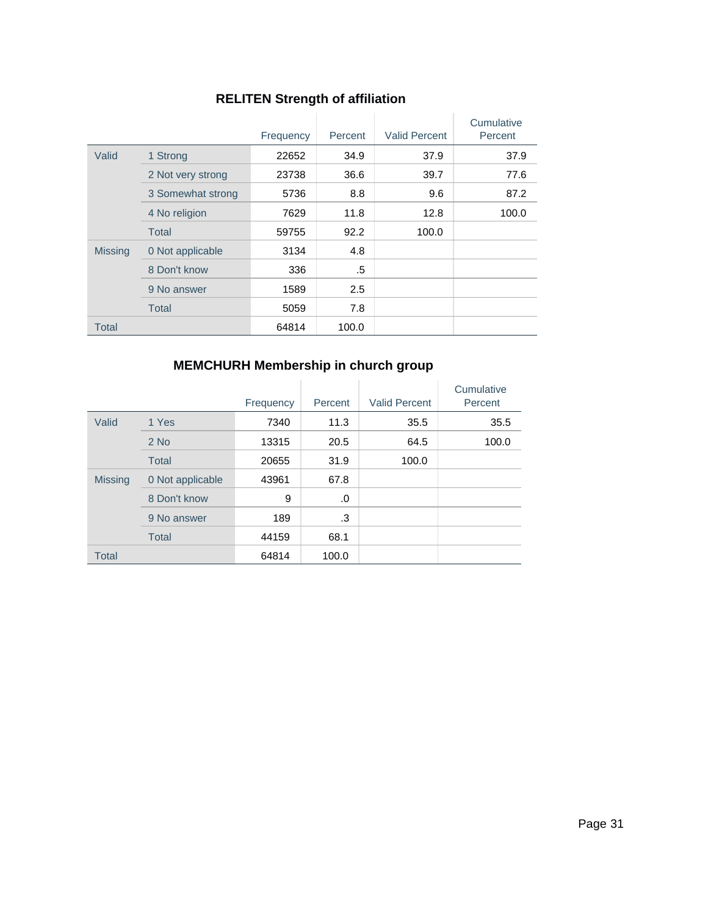### RELITEN Strength of affiliation

| | | Frequency | Percent | Valid Percent | Cumulative Percent |
|---|---|---|---|---|---|
| Valid | 1 Strong | 22652 | 34.9 | 37.9 | 37.9 |
| | 2 Not very strong | 23738 | 36.6 | 39.7 | 77.6 |
| | 3 Somewhat strong | 5736 | 8.8 | 9.6 | 87.2 |
| | 4 No religion | 7629 | 11.8 | 12.8 | 100.0 |
| | Total | 59755 | 92.2 | 100.0 | |
| Missing | 0 Not applicable | 3134 | 4.8 | | |
| | 8 Don't know | 336 | .5 | | |
| | 9 No answer | 1589 | 2.5 | | |
| | Total | 5059 | 7.8 | | |
| Total | | 64814 | 100.0 | | |

### MEMCHURH Membership in church group

| | | Frequency | Percent | Valid Percent | Cumulative Percent |
|---|---|---|---|---|---|
| Valid | 1 Yes | 7340 | 11.3 | 35.5 | 35.5 |
| | 2 No | 13315 | 20.5 | 64.5 | 100.0 |
| | Total | 20655 | 31.9 | 100.0 | |
| Missing | 0 Not applicable | 43961 | 67.8 | | |
| | 8 Don't know | 9 | .0 | | |
| | 9 No answer | 189 | .3 | | |
| | Total | 44159 | 68.1 | | |
| Total | | 64814 | 100.0 | | |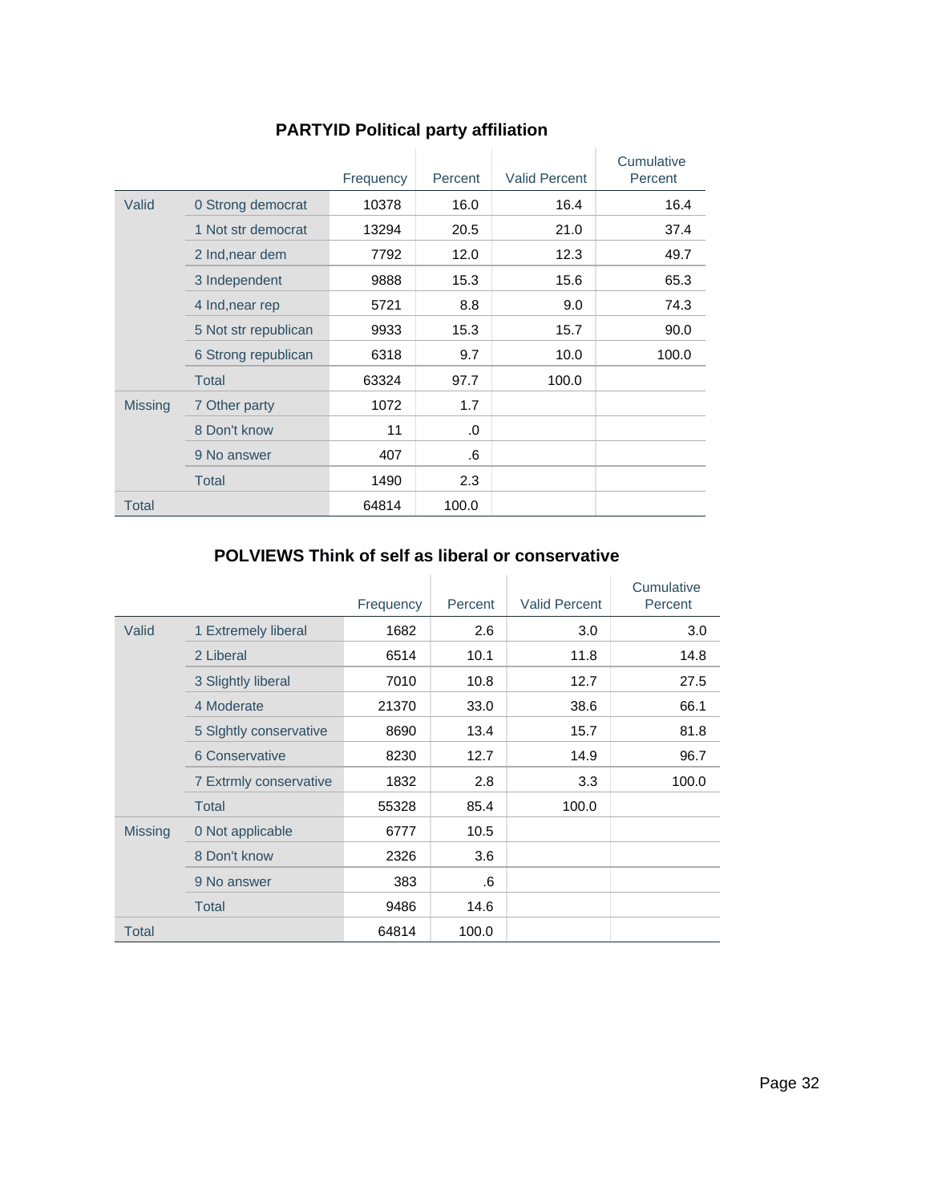## PARTYID Political party affiliation

| | | Frequency | Percent | Valid Percent | Cumulative Percent |
|---|---|---|---|---|---|
| Valid | 0 Strong democrat | 10378 | 16.0 | 16.4 | 16.4 |
| | 1 Not str democrat | 13294 | 20.5 | 21.0 | 37.4 |
| | 2 Ind,near dem | 7792 | 12.0 | 12.3 | 49.7 |
| | 3 Independent | 9888 | 15.3 | 15.6 | 65.3 |
| | 4 Ind,near rep | 5721 | 8.8 | 9.0 | 74.3 |
| | 5 Not str republican | 9933 | 15.3 | 15.7 | 90.0 |
| | 6 Strong republican | 6318 | 9.7 | 10.0 | 100.0 |
| | Total | 63324 | 97.7 | 100.0 | |
| Missing | 7 Other party | 1072 | 1.7 | | |
| | 8 Don't know | 11 | .0 | | |
| | 9 No answer | 407 | .6 | | |
| | Total | 1490 | 2.3 | | |
| Total | | 64814 | 100.0 | | |

## POLVIEWS Think of self as liberal or conservative

| | | Frequency | Percent | Valid Percent | Cumulative Percent |
|---|---|---|---|---|---|
| Valid | 1 Extremely liberal | 1682 | 2.6 | 3.0 | 3.0 |
| | 2 Liberal | 6514 | 10.1 | 11.8 | 14.8 |
| | 3 Slightly liberal | 7010 | 10.8 | 12.7 | 27.5 |
| | 4 Moderate | 21370 | 33.0 | 38.6 | 66.1 |
| | 5 Slghtly conservative | 8690 | 13.4 | 15.7 | 81.8 |
| | 6 Conservative | 8230 | 12.7 | 14.9 | 96.7 |
| | 7 Extrmly conservative | 1832 | 2.8 | 3.3 | 100.0 |
| | Total | 55328 | 85.4 | 100.0 | |
| Missing | 0 Not applicable | 6777 | 10.5 | | |
| | 8 Don't know | 2326 | 3.6 | | |
| | 9 No answer | 383 | .6 | | |
| | Total | 9486 | 14.6 | | |
| Total | | 64814 | 100.0 | | |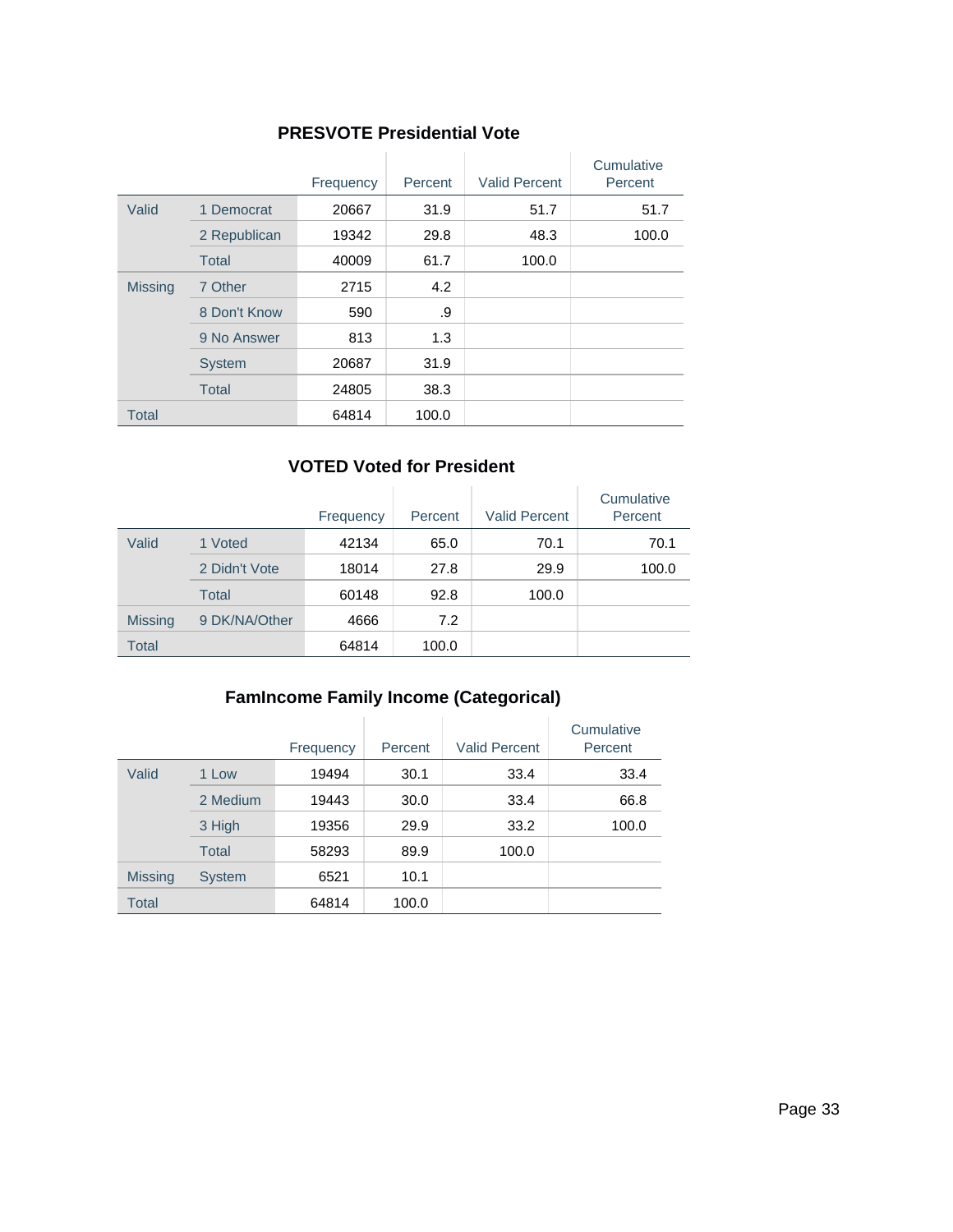### PRESVOTE Presidential Vote

| | | Frequency | Percent | Valid Percent | Cumulative Percent |
|---|---|---|---|---|---|
| Valid | 1 Democrat | 20667 | 31.9 | 51.7 | 51.7 |
| | 2 Republican | 19342 | 29.8 | 48.3 | 100.0 |
| | Total | 40009 | 61.7 | 100.0 | |
| Missing | 7 Other | 2715 | 4.2 | | |
| | 8 Don't Know | 590 | .9 | | |
| | 9 No Answer | 813 | 1.3 | | |
| | System | 20687 | 31.9 | | |
| | Total | 24805 | 38.3 | | |
| Total | | 64814 | 100.0 | | |

### VOTED Voted for President

| | | Frequency | Percent | Valid Percent | Cumulative Percent |
|---|---|---|---|---|---|
| Valid | 1 Voted | 42134 | 65.0 | 70.1 | 70.1 |
| | 2 Didn't Vote | 18014 | 27.8 | 29.9 | 100.0 |
| | Total | 60148 | 92.8 | 100.0 | |
| Missing | 9 DK/NA/Other | 4666 | 7.2 | | |
| Total | | 64814 | 100.0 | | |

### FamIncome Family Income (Categorical)

| | | Frequency | Percent | Valid Percent | Cumulative Percent |
|---|---|---|---|---|---|
| Valid | 1 Low | 19494 | 30.1 | 33.4 | 33.4 |
| | 2 Medium | 19443 | 30.0 | 33.4 | 66.8 |
| | 3 High | 19356 | 29.9 | 33.2 | 100.0 |
| | Total | 58293 | 89.9 | 100.0 | |
| Missing | System | 6521 | 10.1 | | |
| Total | | 64814 | 100.0 | | |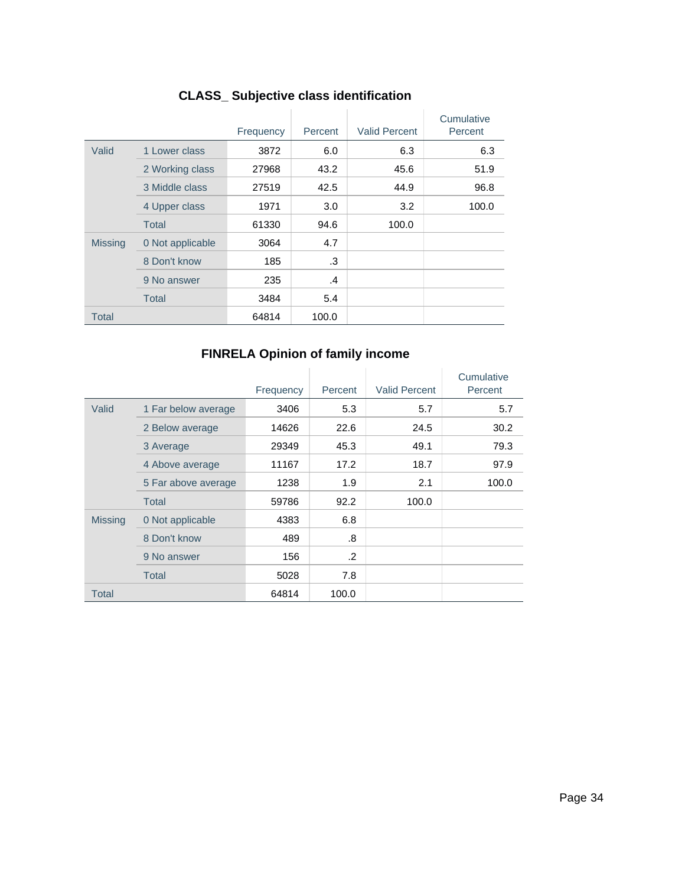### CLASS_ Subjective class identification

| | | Frequency | Percent | Valid Percent | Cumulative Percent |
|---|---|---|---|---|---|
| Valid | 1 Lower class | 3872 | 6.0 | 6.3 | 6.3 |
| | 2 Working class | 27968 | 43.2 | 45.6 | 51.9 |
| | 3 Middle class | 27519 | 42.5 | 44.9 | 96.8 |
| | 4 Upper class | 1971 | 3.0 | 3.2 | 100.0 |
| | Total | 61330 | 94.6 | 100.0 | |
| Missing | 0 Not applicable | 3064 | 4.7 | | |
| | 8 Don't know | 185 | .3 | | |
| | 9 No answer | 235 | .4 | | |
| | Total | 3484 | 5.4 | | |
| Total | | 64814 | 100.0 | | |

### FINRELA Opinion of family income

| | | Frequency | Percent | Valid Percent | Cumulative Percent |
|---|---|---|---|---|---|
| Valid | 1 Far below average | 3406 | 5.3 | 5.7 | 5.7 |
| | 2 Below average | 14626 | 22.6 | 24.5 | 30.2 |
| | 3 Average | 29349 | 45.3 | 49.1 | 79.3 |
| | 4 Above average | 11167 | 17.2 | 18.7 | 97.9 |
| | 5 Far above average | 1238 | 1.9 | 2.1 | 100.0 |
| | Total | 59786 | 92.2 | 100.0 | |
| Missing | 0 Not applicable | 4383 | 6.8 | | |
| | 8 Don't know | 489 | .8 | | |
| | 9 No answer | 156 | .2 | | |
| | Total | 5028 | 7.8 | | |
| Total | | 64814 | 100.0 | | |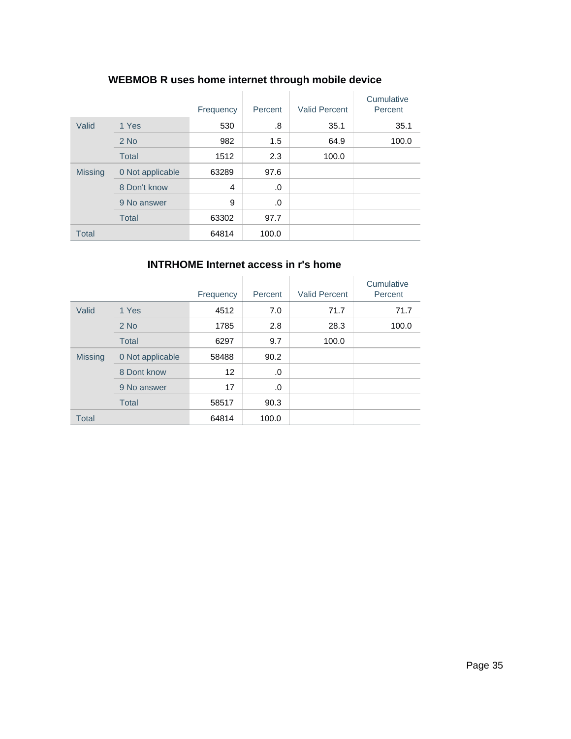## WEBMOB R uses home internet through mobile device

| | | Frequency | Percent | Valid Percent | Cumulative Percent |
|---|---|---|---|---|---|
| Valid | 1 Yes | 530 | .8 | 35.1 | 35.1 |
| | 2 No | 982 | 1.5 | 64.9 | 100.0 |
| | Total | 1512 | 2.3 | 100.0 | |
| Missing | 0 Not applicable | 63289 | 97.6 | | |
| | 8 Don't know | 4 | .0 | | |
| | 9 No answer | 9 | .0 | | |
| | Total | 63302 | 97.7 | | |
| Total | | 64814 | 100.0 | | |

## INTRHOME Internet access in r's home

| | | Frequency | Percent | Valid Percent | Cumulative Percent |
|---|---|---|---|---|---|
| Valid | 1 Yes | 4512 | 7.0 | 71.7 | 71.7 |
| | 2 No | 1785 | 2.8 | 28.3 | 100.0 |
| | Total | 6297 | 9.7 | 100.0 | |
| Missing | 0 Not applicable | 58488 | 90.2 | | |
| | 8 Dont know | 12 | .0 | | |
| | 9 No answer | 17 | .0 | | |
| | Total | 58517 | 90.3 | | |
| Total | | 64814 | 100.0 | | |